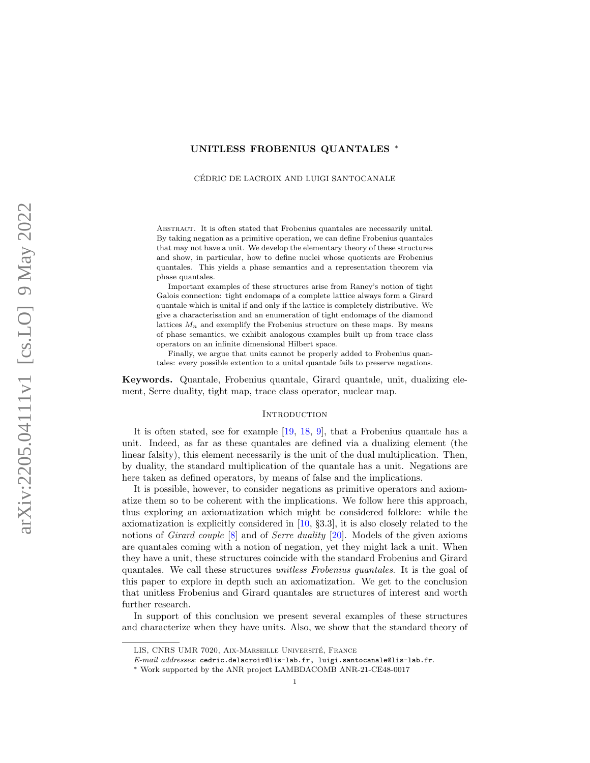# UNITLESS FROBENIUS QUANTALES *

CÉDRIC DE LACROIX AND LUIGI SANTOCANALE

> Abstract. It is often stated that Frobenius quantales are necessarily unital. By taking negation as a primitive operation, we can define Frobenius quantales that may not have a unit. We develop the elementary theory of these structures and show, in particular, how to define nuclei whose quotients are Frobenius quantales. This yields a phase semantics and a representation theorem via phase quantales.
>
> Important examples of these structures arise from Raney's notion of tight Galois connection: tight endomaps of a complete lattice always form a Girard quantale which is unital if and only if the lattice is completely distributive. We give a characterisation and an enumeration of tight endomaps of the diamond lattices $M_n$ and exemplify the Frobenius structure on these maps. By means of phase semantics, we exhibit analogous examples built up from trace class operators on an infinite dimensional Hilbert space.
>
> Finally, we argue that units cannot be properly added to Frobenius quantales: every possible extention to a unital quantale fails to preserve negations.

**Keywords.** Quantale, Frobenius quantale, Girard quantale, unit, dualizing element, Serre duality, tight map, trace class operator, nuclear map.

## Introduction

It is often stated, see for example [19, 18, 9], that a Frobenius quantale has a unit. Indeed, as far as these quantales are defined via a dualizing element (the linear falsity), this element necessarily is the unit of the dual multiplication. Then, by duality, the standard multiplication of the quantale has a unit. Negations are here taken as defined operators, by means of false and the implications.

It is possible, however, to consider negations as primitive operators and axiomatize them so to be coherent with the implications. We follow here this approach, thus exploring an axiomatization which might be considered folklore: while the axiomatization is explicitly considered in [10, §3.3], it is also closely related to the notions of *Girard couple* [8] and of *Serre duality* [20]. Models of the given axioms are quantales coming with a notion of negation, yet they might lack a unit. When they have a unit, these structures coincide with the standard Frobenius and Girard quantales. We call these structures *unitless Frobenius quantales*. It is the goal of this paper to explore in depth such an axiomatization. We get to the conclusion that unitless Frobenius and Girard quantales are structures of interest and worth further research.

In support of this conclusion we present several examples of these structures and characterize when they have units. Also, we show that the standard theory of

---

LIS, CNRS UMR 7020, Aix-Marseille Université, France

*E-mail addresses*: cedric.delacroix@lis-lab.fr, luigi.santocanale@lis-lab.fr.

* Work supported by the ANR project LAMBDACOMB ANR-21-CE48-0017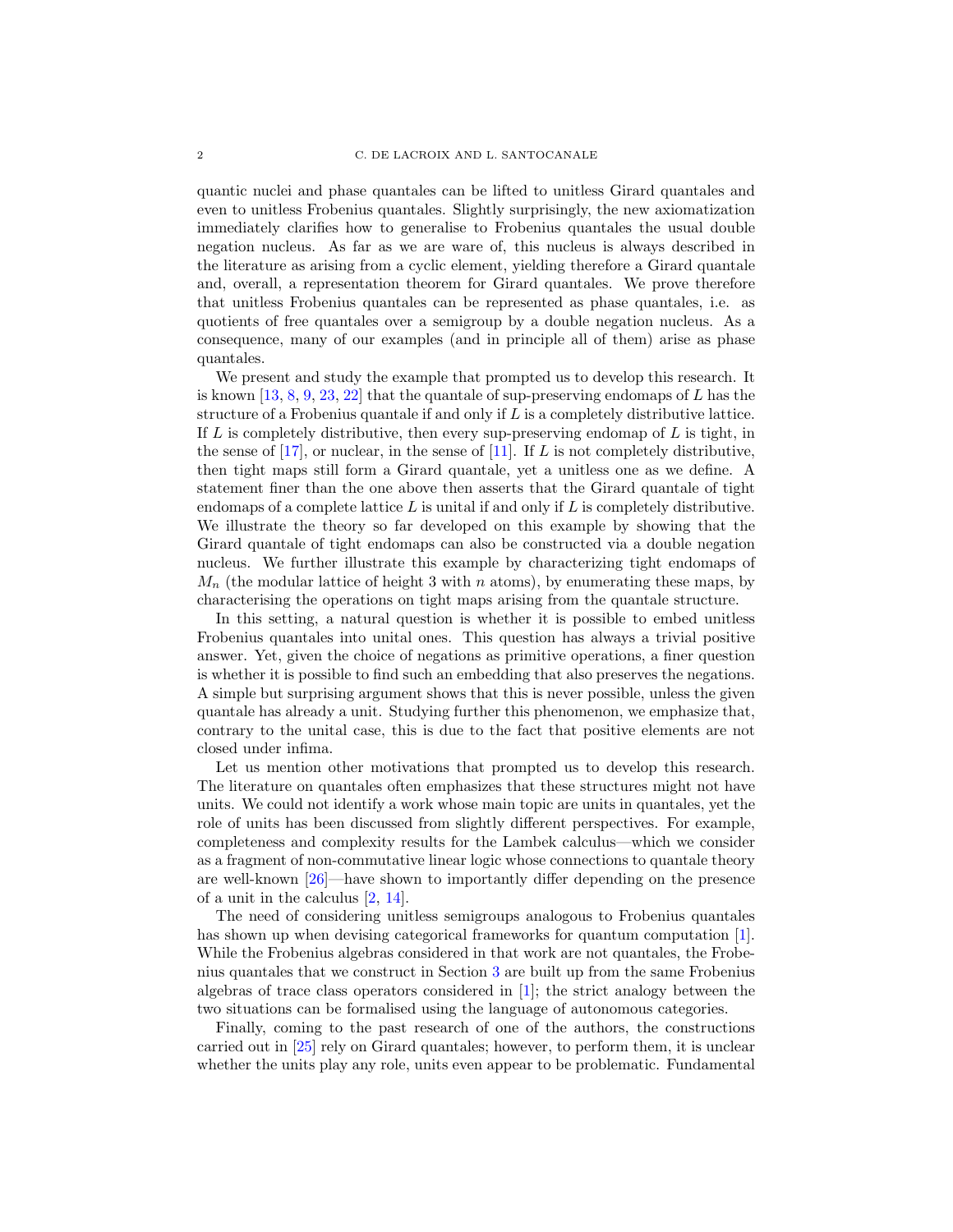quantic nuclei and phase quantales can be lifted to unitless Girard quantales and even to unitless Frobenius quantales. Slightly surprisingly, the new axiomatization immediately clarifies how to generalise to Frobenius quantales the usual double negation nucleus. As far as we are ware of, this nucleus is always described in the literature as arising from a cyclic element, yielding therefore a Girard quantale and, overall, a representation theorem for Girard quantales. We prove therefore that unitless Frobenius quantales can be represented as phase quantales, i.e. as quotients of free quantales over a semigroup by a double negation nucleus. As a consequence, many of our examples (and in principle all of them) arise as phase quantales.

We present and study the example that prompted us to develop this research. It is known [13, 8, 9, 23, 22] that the quantale of sup-preserving endomaps of $L$ has the structure of a Frobenius quantale if and only if $L$ is a completely distributive lattice. If $L$ is completely distributive, then every sup-preserving endomap of $L$ is tight, in the sense of [17], or nuclear, in the sense of [11]. If $L$ is not completely distributive, then tight maps still form a Girard quantale, yet a unitless one as we define. A statement finer than the one above then asserts that the Girard quantale of tight endomaps of a complete lattice $L$ is unital if and only if $L$ is completely distributive. We illustrate the theory so far developed on this example by showing that the Girard quantale of tight endomaps can also be constructed via a double negation nucleus. We further illustrate this example by characterizing tight endomaps of $M_n$ (the modular lattice of height 3 with $n$ atoms), by enumerating these maps, by characterising the operations on tight maps arising from the quantale structure.

In this setting, a natural question is whether it is possible to embed unitless Frobenius quantales into unital ones. This question has always a trivial positive answer. Yet, given the choice of negations as primitive operations, a finer question is whether it is possible to find such an embedding that also preserves the negations. A simple but surprising argument shows that this is never possible, unless the given quantale has already a unit. Studying further this phenomenon, we emphasize that, contrary to the unital case, this is due to the fact that positive elements are not closed under infima.

Let us mention other motivations that prompted us to develop this research. The literature on quantales often emphasizes that these structures might not have units. We could not identify a work whose main topic are units in quantales, yet the role of units has been discussed from slightly different perspectives. For example, completeness and complexity results for the Lambek calculus—which we consider as a fragment of non-commutative linear logic whose connections to quantale theory are well-known [26]—have shown to importantly differ depending on the presence of a unit in the calculus [2, 14].

The need of considering unitless semigroups analogous to Frobenius quantales has shown up when devising categorical frameworks for quantum computation [1]. While the Frobenius algebras considered in that work are not quantales, the Frobenius quantales that we construct in Section 3 are built up from the same Frobenius algebras of trace class operators considered in [1]; the strict analogy between the two situations can be formalised using the language of autonomous categories.

Finally, coming to the past research of one of the authors, the constructions carried out in [25] rely on Girard quantales; however, to perform them, it is unclear whether the units play any role, units even appear to be problematic. Fundamental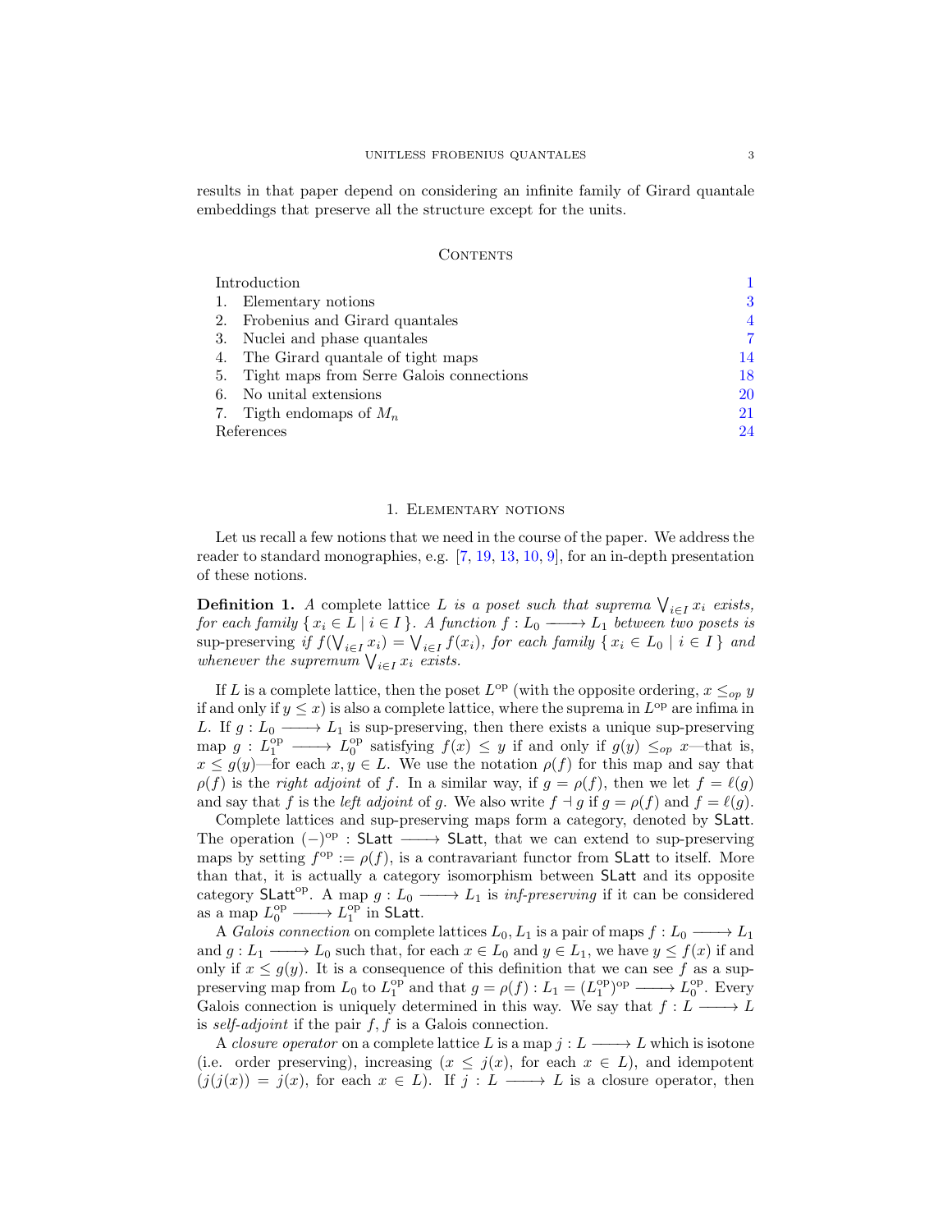results in that paper depend on considering an infinite family of Girard quantale embeddings that preserve all the structure except for the units.

## Contents

| | |
|---|---|
| Introduction | 1 |
| 1. Elementary notions | 3 |
| 2. Frobenius and Girard quantales | 4 |
| 3. Nuclei and phase quantales | 7 |
| 4. The Girard quantale of tight maps | 14 |
| 5. Tight maps from Serre Galois connections | 18 |
| 6. No unital extensions | 20 |
| 7. Tigth endomaps of $M_n$ | 21 |
| References | 24 |

## 1. Elementary notions

Let us recall a few notions that we need in the course of the paper. We address the reader to standard monographies, e.g. [7, 19, 13, 10, 9], for an in-depth presentation of these notions.

**Definition 1.** *A* complete lattice *$L$ is a poset such that suprema $\bigvee_{i \in I} x_i$ exists, for each family $\{ x_i \in L \mid i \in I \}$. A function $f : L_0 \longrightarrow L_1$ between two posets is* sup-preserving *if $f(\bigvee_{i \in I} x_i) = \bigvee_{i \in I} f(x_i)$, for each family $\{ x_i \in L_0 \mid i \in I \}$ and whenever the supremum $\bigvee_{i \in I} x_i$ exists.*

If $L$ is a complete lattice, then the poset $L^{\mathrm{op}}$ (with the opposite ordering, $x \leq_{op} y$ if and only if $y \leq x$) is also a complete lattice, where the suprema in $L^{\mathrm{op}}$ are infima in $L$. If $g : L_0 \longrightarrow L_1$ is sup-preserving, then there exists a unique sup-preserving map $g : L_1^{\mathrm{op}} \longrightarrow L_0^{\mathrm{op}}$ satisfying $f(x) \leq y$ if and only if $g(y) \leq_{op} x$—that is, $x \leq g(y)$—for each $x, y \in L$. We use the notation $\rho(f)$ for this map and say that $\rho(f)$ is the *right adjoint* of $f$. In a similar way, if $g = \rho(f)$, then we let $f = \ell(g)$ and say that $f$ is the *left adjoint* of $g$. We also write $f \dashv g$ if $g = \rho(f)$ and $f = \ell(g)$.

Complete lattices and sup-preserving maps form a category, denoted by $\mathsf{SLatt}$. The operation $(-)^{\mathrm{op}} : \mathsf{SLatt} \longrightarrow \mathsf{SLatt}$, that we can extend to sup-preserving maps by setting $f^{\mathrm{op}} := \rho(f)$, is a contravariant functor from $\mathsf{SLatt}$ to itself. More than that, it is actually a category isomorphism between $\mathsf{SLatt}$ and its opposite category $\mathsf{SLatt}^{\mathrm{op}}$. A map $g : L_0 \longrightarrow L_1$ is *inf-preserving* if it can be considered as a map $L_0^{\mathrm{op}} \longrightarrow L_1^{\mathrm{op}}$ in $\mathsf{SLatt}$.

A *Galois connection* on complete lattices $L_0, L_1$ is a pair of maps $f : L_0 \longrightarrow L_1$ and $g : L_1 \longrightarrow L_0$ such that, for each $x \in L_0$ and $y \in L_1$, we have $y \leq f(x)$ if and only if $x \leq g(y)$. It is a consequence of this definition that we can see $f$ as a sup-preserving map from $L_0$ to $L_1^{\mathrm{op}}$ and that $g = \rho(f) : L_1 = (L_1^{\mathrm{op}})^{\mathrm{op}} \longrightarrow L_0^{\mathrm{op}}$. Every Galois connection is uniquely determined in this way. We say that $f : L \longrightarrow L$ is *self-adjoint* if the pair $f, f$ is a Galois connection.

A *closure operator* on a complete lattice $L$ is a map $j : L \longrightarrow L$ which is isotone (i.e. order preserving), increasing ($x \leq j(x)$, for each $x \in L$), and idempotent ($j(j(x)) = j(x)$, for each $x \in L$). If $j : L \longrightarrow L$ is a closure operator, then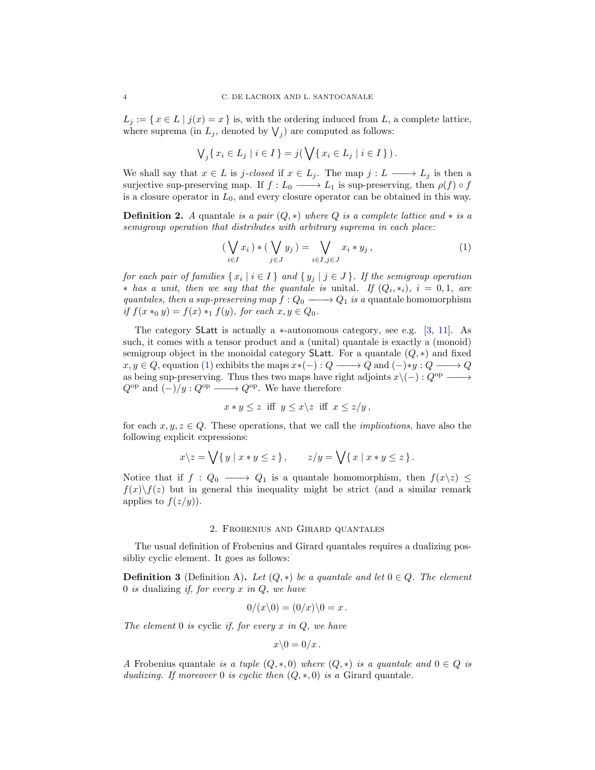$L_j := \{ x \in L \mid j(x) = x \}$ is, with the ordering induced from $L$, a complete lattice, where suprema (in $L_j$, denoted by $\bigvee_j$) are computed as follows:

$$\bigvee_j \{ x_i \in L_j \mid i \in I \} = j( \bigvee \{ x_i \in L_j \mid i \in I \} ) .$$

We shall say that $x \in L$ is *j-closed* if $x \in L_j$. The map $j : L \longrightarrow L_j$ is then a surjective sup-preserving map. If $f : L_0 \longrightarrow L_1$ is sup-preserving, then $\rho(f) \circ f$ is a closure operator in $L_0$, and every closure operator can be obtained in this way.

**Definition 2.** *A* quantale *is a pair $(Q, *)$ where $Q$ is a complete lattice and $*$ is a semigroup operation that distributes with arbitrary suprema in each place:*

$$( \bigvee_{i \in I} x_i ) * ( \bigvee_{j \in J} y_j ) = \bigvee_{i \in I, j \in J} x_i * y_j \,, \tag{1}$$

*for each pair of families $\{ x_i \mid i \in I \}$ and $\{ y_j \mid j \in J \}$. If the semigroup operation $*$ has a unit, then we say that the quantale is* unital. *If $(Q_i, *_i)$, $i = 0, 1$, are quantales, then a sup-preserving map $f : Q_0 \longrightarrow Q_1$ is a* quantale homomorphism *if $f(x *_0 y) = f(x) *_1 f(y)$, for each $x, y \in Q_0$.*

The category $\mathsf{SLatt}$ is actually a $*$-autonomous category, see e.g. [3, 11]. As such, it comes with a tensor product and a (unital) quantale is exactly a (monoid) semigroup object in the monoidal category $\mathsf{SLatt}$. For a quantale $(Q, *)$ and fixed $x, y \in Q$, equation (1) exhibits the maps $x*(-) : Q \longrightarrow Q$ and $(-)*y : Q \longrightarrow Q$ as being sup-preserving. Thus thes two maps have right adjoints $x\backslash(-) : Q^{\mathrm{op}} \longrightarrow Q^{\mathrm{op}}$ and $(-)/y : Q^{\mathrm{op}} \longrightarrow Q^{\mathrm{op}}$. We have therefore

$$x * y \leq z \;\text{ iff }\; y \leq x\backslash z \;\text{ iff }\; x \leq z/y \,,$$

for each $x, y, z \in Q$. These operations, that we call the *implications*, have also the following explicit expressions:

$$x\backslash z = \bigvee \{ y \mid x * y \leq z \} \,, \qquad z/y = \bigvee \{ x \mid x * y \leq z \} \,.$$

Notice that if $f : Q_0 \longrightarrow Q_1$ is a quantale homomorphism, then $f(x\backslash z) \leq f(x)\backslash f(z)$ but in general this inequality might be strict (and a similar remark applies to $f(z/y)$).

## 2. Frobenius and Girard quantales

The usual definition of Frobenius and Girard quantales requires a dualizing possibliy cyclic element. It goes as follows:

**Definition 3** (Definition A)**.** *Let $(Q, *)$ be a quantale and let $0 \in Q$. The element $0$ is* dualizing *if, for every $x$ in $Q$, we have*

$$0/(x\backslash 0) = (0/x)\backslash 0 = x \,.$$

*The element $0$ is* cyclic *if, for every $x$ in $Q$, we have*

$$x\backslash 0 = 0/x \,.$$

*A* Frobenius quantale *is a tuple $(Q, *, 0)$ where $(Q, *)$ is a quantale and $0 \in Q$ is dualizing. If moreover $0$ is cyclic then $(Q, *, 0)$ is a* Girard quantale*.*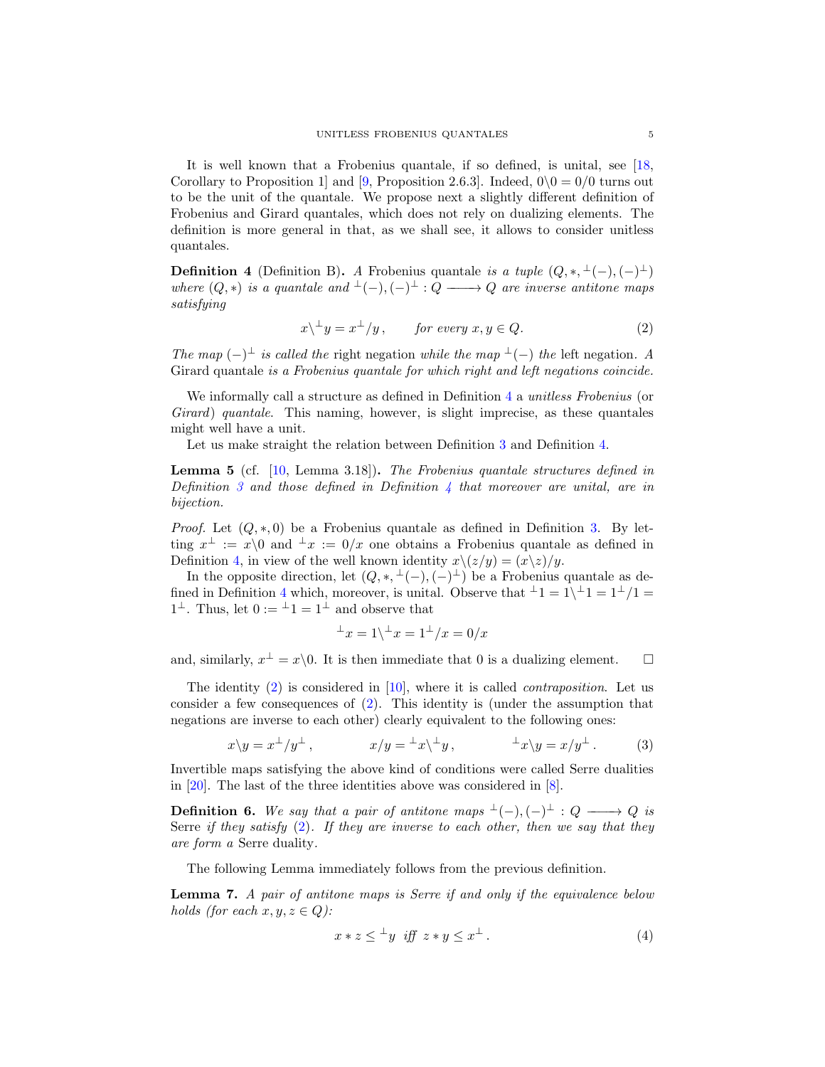It is well known that a Frobenius quantale, if so defined, is unital, see [18, Corollary to Proposition 1] and [9, Proposition 2.6.3]. Indeed, $0\backslash 0 = 0/0$ turns out to be the unit of the quantale. We propose next a slightly different definition of Frobenius and Girard quantales, which does not rely on dualizing elements. The definition is more general in that, as we shall see, it allows to consider unitless quantales.

**Definition 4** (Definition B)**.** *A Frobenius quantale is a tuple* $(Q, *, {}^{\perp}(-), (-)^{\perp})$ *where* $(Q, *)$ *is a quantale and* ${}^{\perp}(-), (-)^{\perp} : Q \longrightarrow Q$ *are inverse antitone maps satisfying*

$$x\backslash {}^{\perp}y = x^{\perp}/y\,, \qquad \text{for every } x, y \in Q. \tag{2}$$

*The map* $(-)^{\perp}$ *is called the* right negation *while the map* ${}^{\perp}(-)$ *the* left negation*. A* Girard quantale *is a Frobenius quantale for which right and left negations coincide.*

We informally call a structure as defined in Definition 4 a *unitless Frobenius* (or *Girard*) *quantale*. This naming, however, is slight imprecise, as these quantales might well have a unit.

Let us make straight the relation between Definition 3 and Definition 4.

**Lemma 5** (cf. [10, Lemma 3.18])**.** *The Frobenius quantale structures defined in Definition 3 and those defined in Definition 4 that moreover are unital, are in bijection.*

*Proof.* Let $(Q, *, 0)$ be a Frobenius quantale as defined in Definition 3. By letting $x^{\perp} := x\backslash 0$ and ${}^{\perp}x := 0/x$ one obtains a Frobenius quantale as defined in Definition 4, in view of the well known identity $x\backslash(z/y) = (x\backslash z)/y$.

In the opposite direction, let $(Q, *, {}^{\perp}(-), (-)^{\perp})$ be a Frobenius quantale as defined in Definition 4 which, moreover, is unital. Observe that ${}^{\perp}1 = 1\backslash {}^{\perp}1 = 1^{\perp}/1 = 1^{\perp}$. Thus, let $0 := {}^{\perp}1 = 1^{\perp}$ and observe that

$${}^{\perp}x = 1\backslash {}^{\perp}x = 1^{\perp}/x = 0/x$$

and, similarly, $x^{\perp} = x\backslash 0$. It is then immediate that $0$ is a dualizing element. $\square$

The identity (2) is considered in [10], where it is called *contraposition*. Let us consider a few consequences of (2). This identity is (under the assumption that negations are inverse to each other) clearly equivalent to the following ones:

$$x\backslash y = x^{\perp}/y^{\perp}\,, \qquad x/y = {}^{\perp}x\backslash {}^{\perp}y\,, \qquad {}^{\perp}x\backslash y = x/y^{\perp}\,. \tag{3}$$

Invertible maps satisfying the above kind of conditions were called Serre dualities in [20]. The last of the three identities above was considered in [8].

**Definition 6.** *We say that a pair of antitone maps* ${}^{\perp}(-), (-)^{\perp} : Q \longrightarrow Q$ *is* Serre *if they satisfy* (2)*. If they are inverse to each other, then we say that they are form a* Serre duality.

The following Lemma immediately follows from the previous definition.

**Lemma 7.** *A pair of antitone maps is Serre if and only if the equivalence below holds (for each* $x, y, z \in Q$*):*

$$x * z \leq {}^{\perp}y \;\text{ iff }\; z * y \leq x^{\perp}\,. \tag{4}$$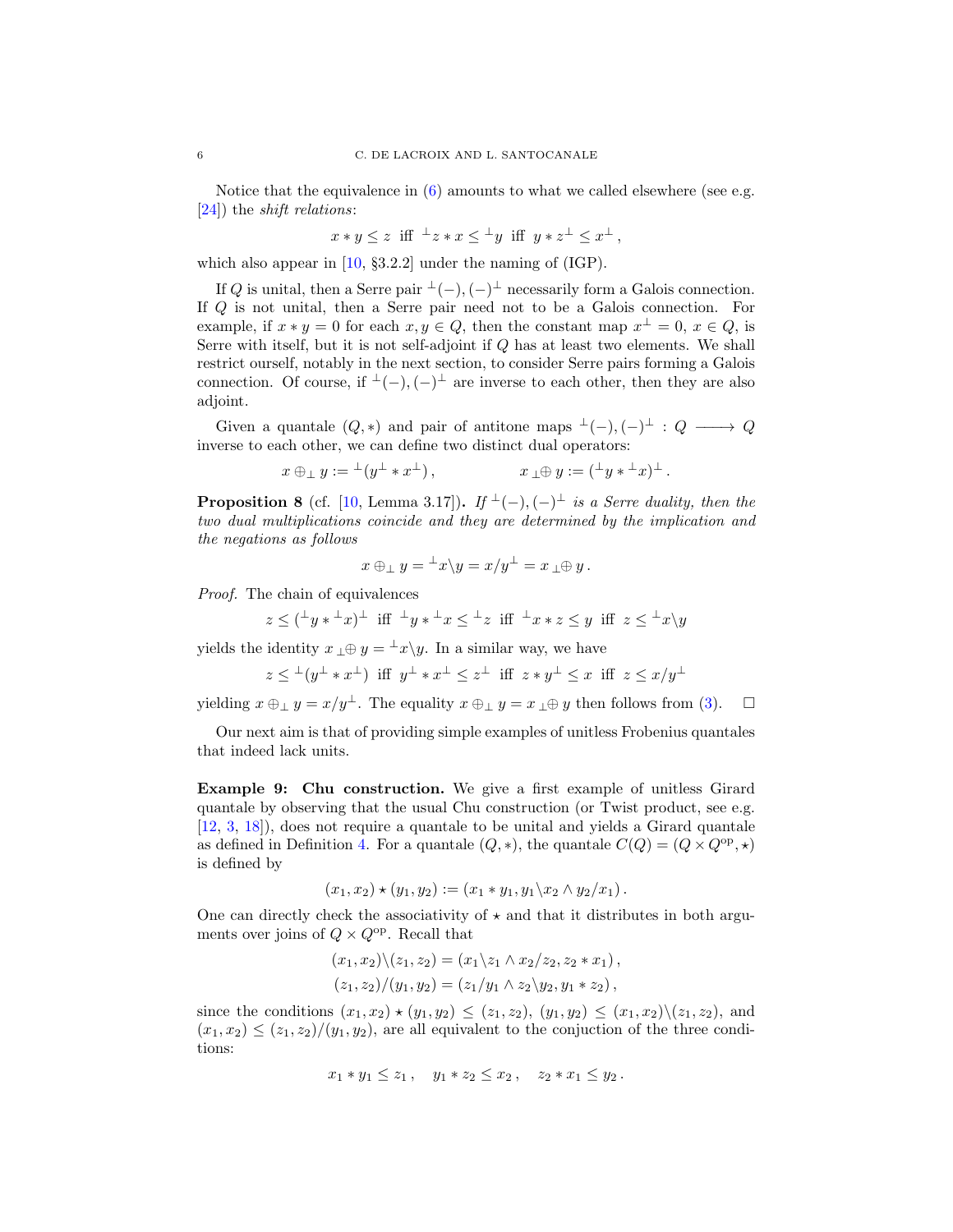Notice that the equivalence in (6) amounts to what we called elsewhere (see e.g. [24]) the *shift relations*:

$$x * y \leq z \text{ iff } {}^{\perp}z * x \leq {}^{\perp}y \text{ iff } y * z^{\perp} \leq x^{\perp}\,,$$

which also appear in [10, §3.2.2] under the naming of (IGP).

If $Q$ is unital, then a Serre pair ${}^{\perp}(-), (-)^{\perp}$ necessarily form a Galois connection. If $Q$ is not unital, then a Serre pair need not to be a Galois connection. For example, if $x * y = 0$ for each $x, y \in Q$, then the constant map $x^{\perp} = 0$, $x \in Q$, is Serre with itself, but it is not self-adjoint if $Q$ has at least two elements. We shall restrict ourself, notably in the next section, to consider Serre pairs forming a Galois connection. Of course, if ${}^{\perp}(-), (-)^{\perp}$ are inverse to each other, then they are also adjoint.

Given a quantale $(Q, *)$ and pair of antitone maps ${}^{\perp}(-), (-)^{\perp} : Q \longrightarrow Q$ inverse to each other, we can define two distinct dual operators:

$$x \oplus_{\perp} y := {}^{\perp}(y^{\perp} * x^{\perp})\,, \qquad\qquad x \,{}_{\perp}\!\oplus y := ({}^{\perp}y * {}^{\perp}x)^{\perp}\,.$$

**Proposition 8** (cf. [10, Lemma 3.17]). *If ${}^{\perp}(-), (-)^{\perp}$ is a Serre duality, then the two dual multiplications coincide and they are determined by the implication and the negations as follows*

$$x \oplus_{\perp} y = {}^{\perp}x\backslash y = x/y^{\perp} = x \,{}_{\perp}\!\oplus y\,.$$

*Proof.* The chain of equivalences

$$z \leq ({}^{\perp}y * {}^{\perp}x)^{\perp} \text{ iff } {}^{\perp}y * {}^{\perp}x \leq {}^{\perp}z \text{ iff } {}^{\perp}x * z \leq y \text{ iff } z \leq {}^{\perp}x\backslash y$$

yields the identity $x \,{}_{\perp}\!\oplus y = {}^{\perp}x\backslash y$. In a similar way, we have

$$z \leq {}^{\perp}(y^{\perp} * x^{\perp}) \text{ iff } y^{\perp} * x^{\perp} \leq z^{\perp} \text{ iff } z * y^{\perp} \leq x \text{ iff } z \leq x/y^{\perp}$$

yielding $x \oplus_{\perp} y = x/y^{\perp}$. The equality $x \oplus_{\perp} y = x \,{}_{\perp}\!\oplus y$ then follows from (3). $\square$

Our next aim is that of providing simple examples of unitless Frobenius quantales that indeed lack units.

**Example 9: Chu construction.** We give a first example of unitless Girard quantale by observing that the usual Chu construction (or Twist product, see e.g. [12, 3, 18]), does not require a quantale to be unital and yields a Girard quantale as defined in Definition 4. For a quantale $(Q, *)$, the quantale $C(Q) = (Q \times Q^{\mathrm{op}}, \star)$ is defined by

$$(x_1, x_2) \star (y_1, y_2) := (x_1 * y_1, y_1\backslash x_2 \wedge y_2/x_1)\,.$$

One can directly check the associativity of $\star$ and that it distributes in both arguments over joins of $Q \times Q^{\mathrm{op}}$. Recall that

$$(x_1, x_2)\backslash(z_1, z_2) = (x_1\backslash z_1 \wedge x_2/z_2, z_2 * x_1)\,,$$
$$(z_1, z_2)/(y_1, y_2) = (z_1/y_1 \wedge z_2\backslash y_2, y_1 * z_2)\,,$$

since the conditions $(x_1, x_2) \star (y_1, y_2) \leq (z_1, z_2)$, $(y_1, y_2) \leq (x_1, x_2)\backslash(z_1, z_2)$, and $(x_1, x_2) \leq (z_1, z_2)/(y_1, y_2)$, are all equivalent to the conjuction of the three conditions:

$$x_1 * y_1 \leq z_1\,, \quad y_1 * z_2 \leq x_2\,, \quad z_2 * x_1 \leq y_2\,.$$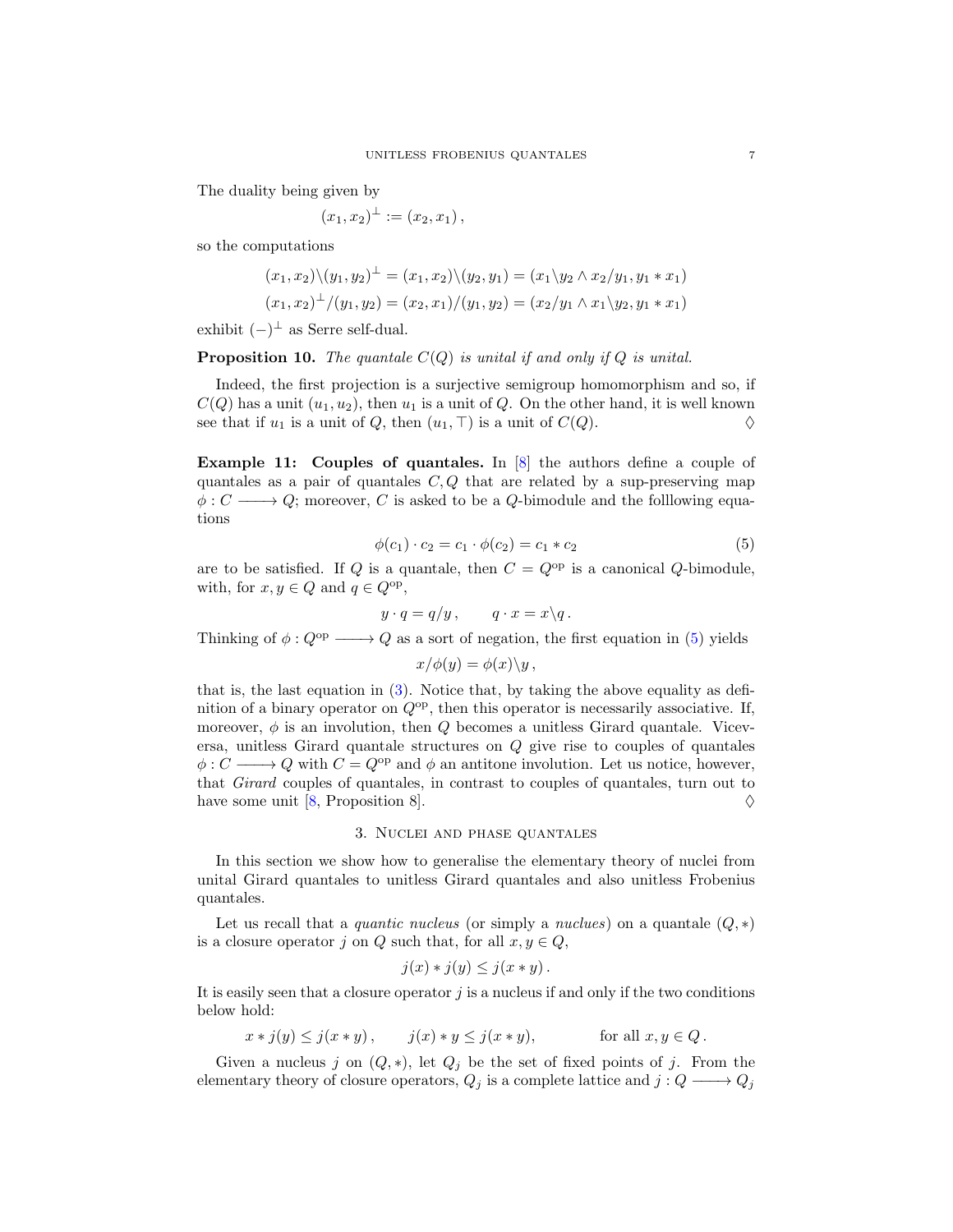The duality being given by

$$(x_1, x_2)^\perp := (x_2, x_1)\,,$$

so the computations

$$(x_1, x_2)\backslash(y_1, y_2)^\perp = (x_1, x_2)\backslash(y_2, y_1) = (x_1\backslash y_2 \wedge x_2/y_1, y_1 * x_1)$$
$$(x_1, x_2)^\perp/(y_1, y_2) = (x_2, x_1)/(y_1, y_2) = (x_2/y_1 \wedge x_1\backslash y_2, y_1 * x_1)$$

exhibit $(-)^\perp$ as Serre self-dual.

**Proposition 10.** *The quantale $C(Q)$ is unital if and only if $Q$ is unital.*

Indeed, the first projection is a surjective semigroup homomorphism and so, if $C(Q)$ has a unit $(u_1, u_2)$, then $u_1$ is a unit of $Q$. On the other hand, it is well known see that if $u_1$ is a unit of $Q$, then $(u_1, \top)$ is a unit of $C(Q)$. $\diamondsuit$

**Example 11: Couples of quantales.** In [8] the authors define a couple of quantales as a pair of quantales $C, Q$ that are related by a sup-preserving map $\phi : C \longrightarrow Q$; moreover, $C$ is asked to be a $Q$-bimodule and the folllowing equations

$$\phi(c_1) \cdot c_2 = c_1 \cdot \phi(c_2) = c_1 * c_2 \tag{5}$$

are to be satisfied. If $Q$ is a quantale, then $C = Q^{\mathrm{op}}$ is a canonical $Q$-bimodule, with, for $x, y \in Q$ and $q \in Q^{\mathrm{op}}$,

$$y \cdot q = q/y\,, \qquad q \cdot x = x\backslash q\,.$$

Thinking of $\phi : Q^{\mathrm{op}} \longrightarrow Q$ as a sort of negation, the first equation in (5) yields

$$x/\phi(y) = \phi(x)\backslash y\,,$$

that is, the last equation in (3). Notice that, by taking the above equality as definition of a binary operator on $Q^{\mathrm{op}}$, then this operator is necessarily associative. If, moreover, $\phi$ is an involution, then $Q$ becomes a unitless Girard quantale. Viceversa, unitless Girard quantale structures on $Q$ give rise to couples of quantales $\phi : C \longrightarrow Q$ with $C = Q^{\mathrm{op}}$ and $\phi$ an antitone involution. Let us notice, however, that *Girard* couples of quantales, in contrast to couples of quantales, turn out to have some unit [8, Proposition 8]. $\diamondsuit$

## 3. Nuclei and phase quantales

In this section we show how to generalise the elementary theory of nuclei from unital Girard quantales to unitless Girard quantales and also unitless Frobenius quantales.

Let us recall that a *quantic nucleus* (or simply a *nuclues*) on a quantale $(Q, *)$ is a closure operator $j$ on $Q$ such that, for all $x, y \in Q$,

$$j(x) * j(y) \leq j(x * y)\,.$$

It is easily seen that a closure operator $j$ is a nucleus if and only if the two conditions below hold:

$$x * j(y) \leq j(x * y)\,, \qquad j(x) * y \leq j(x * y), \qquad\qquad \text{for all } x, y \in Q\,.$$

Given a nucleus $j$ on $(Q, *)$, let $Q_j$ be the set of fixed points of $j$. From the elementary theory of closure operators, $Q_j$ is a complete lattice and $j : Q \longrightarrow Q_j$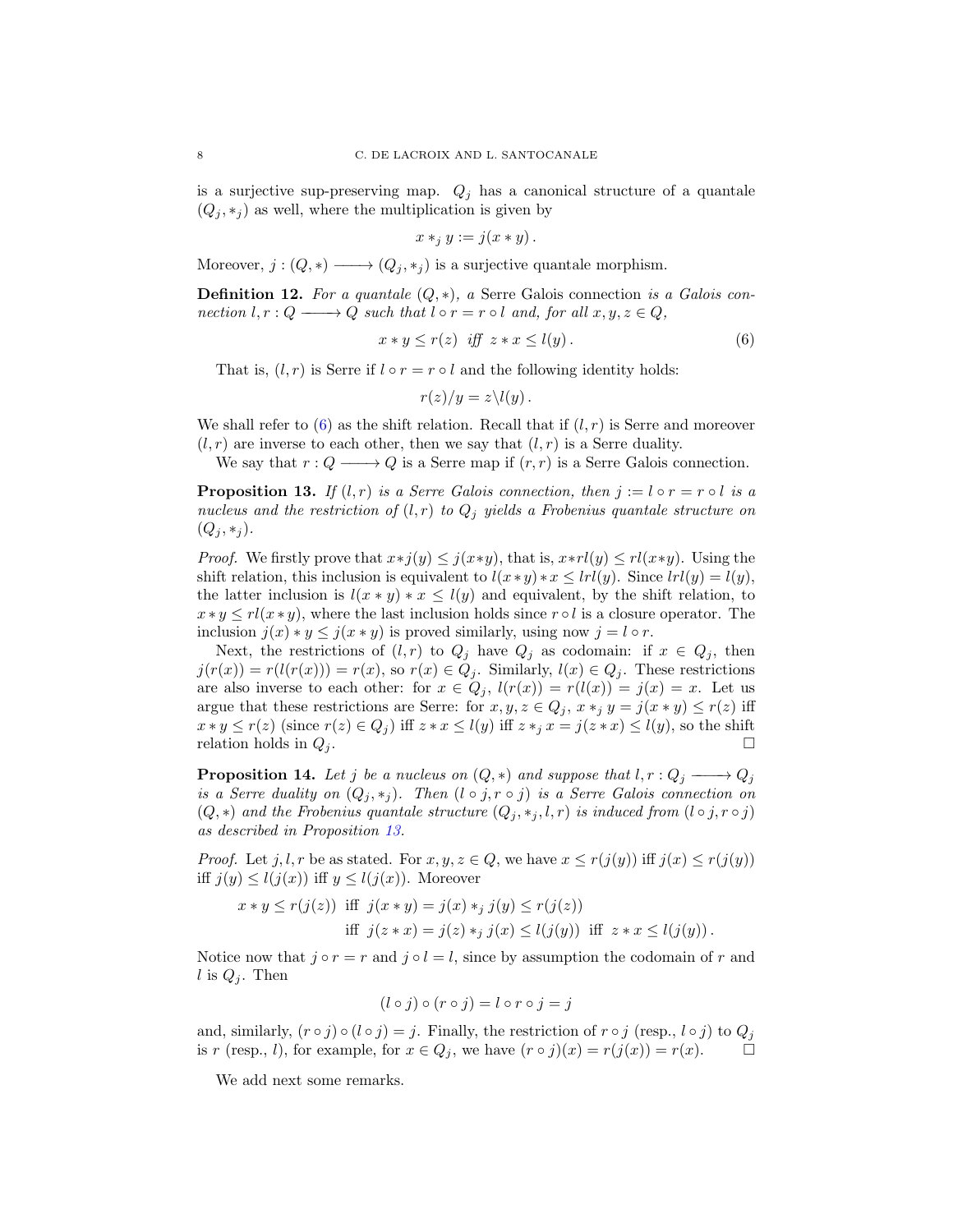is a surjective sup-preserving map. $Q_j$ has a canonical structure of a quantale $(Q_j, *_j)$ as well, where the multiplication is given by

$$x *_j y := j(x * y)\,.$$

Moreover, $j : (Q, *) \longrightarrow (Q_j, *_j)$ is a surjective quantale morphism.

**Definition 12.** *For a quantale $(Q, *)$, a* Serre Galois connection *is a Galois connection $l, r : Q \longrightarrow Q$ such that $l \circ r = r \circ l$ and, for all $x, y, z \in Q$,*

$$x * y \leq r(z) \;\text{ iff }\; z * x \leq l(y)\,. \tag{6}$$

That is, $(l, r)$ is Serre if $l \circ r = r \circ l$ and the following identity holds:

$$r(z)/y = z\backslash l(y)\,.$$

We shall refer to (6) as the shift relation. Recall that if $(l, r)$ is Serre and moreover $(l, r)$ are inverse to each other, then we say that $(l, r)$ is a Serre duality.

We say that $r : Q \longrightarrow Q$ is a Serre map if $(r, r)$ is a Serre Galois connection.

**Proposition 13.** *If $(l, r)$ is a Serre Galois connection, then $j := l \circ r = r \circ l$ is a nucleus and the restriction of $(l, r)$ to $Q_j$ yields a Frobenius quantale structure on $(Q_j, *_j)$.*

*Proof.* We firstly prove that $x * j(y) \leq j(x*y)$, that is, $x*rl(y) \leq rl(x*y)$. Using the shift relation, this inclusion is equivalent to $l(x*y)*x \leq lrl(y)$. Since $lrl(y) = l(y)$, the latter inclusion is $l(x*y)*x \leq l(y)$ and equivalent, by the shift relation, to $x*y \leq rl(x*y)$, where the last inclusion holds since $r \circ l$ is a closure operator. The inclusion $j(x)*y \leq j(x*y)$ is proved similarly, using now $j = l \circ r$.

Next, the restrictions of $(l, r)$ to $Q_j$ have $Q_j$ as codomain: if $x \in Q_j$, then $j(r(x)) = r(l(r(x))) = r(x)$, so $r(x) \in Q_j$. Similarly, $l(x) \in Q_j$. These restrictions are also inverse to each other: for $x \in Q_j$, $l(r(x)) = r(l(x)) = j(x) = x$. Let us argue that these restrictions are Serre: for $x, y, z \in Q_j$, $x *_j y = j(x*y) \leq r(z)$ iff $x * y \leq r(z)$ (since $r(z) \in Q_j$) iff $z * x \leq l(y)$ iff $z *_j x = j(z*x) \leq l(y)$, so the shift relation holds in $Q_j$. $\square$

**Proposition 14.** *Let $j$ be a nucleus on $(Q, *)$ and suppose that $l, r : Q_j \longrightarrow Q_j$ is a Serre duality on $(Q_j, *_j)$. Then $(l \circ j, r \circ j)$ is a Serre Galois connection on $(Q, *)$ and the Frobenius quantale structure $(Q_j, *_j, l, r)$ is induced from $(l \circ j, r \circ j)$ as described in Proposition 13.*

*Proof.* Let $j, l, r$ be as stated. For $x, y, z \in Q$, we have $x \leq r(j(y))$ iff $j(x) \leq r(j(y))$ iff $j(y) \leq l(j(x))$ iff $y \leq l(j(x))$. Moreover

$$\begin{aligned} x * y \leq r(j(z)) \;&\text{ iff }\; j(x*y) = j(x) *_j j(y) \leq r(j(z)) \\ &\text{ iff }\; j(z*x) = j(z) *_j j(x) \leq l(j(y)) \;\text{ iff }\; z * x \leq l(j(y))\,. \end{aligned}$$

Notice now that $j \circ r = r$ and $j \circ l = l$, since by assumption the codomain of $r$ and $l$ is $Q_j$. Then

$$(l \circ j) \circ (r \circ j) = l \circ r \circ j = j$$

and, similarly, $(r \circ j) \circ (l \circ j) = j$. Finally, the restriction of $r \circ j$ (resp., $l \circ j$) to $Q_j$ is $r$ (resp., $l$), for example, for $x \in Q_j$, we have $(r \circ j)(x) = r(j(x)) = r(x)$. $\square$

We add next some remarks.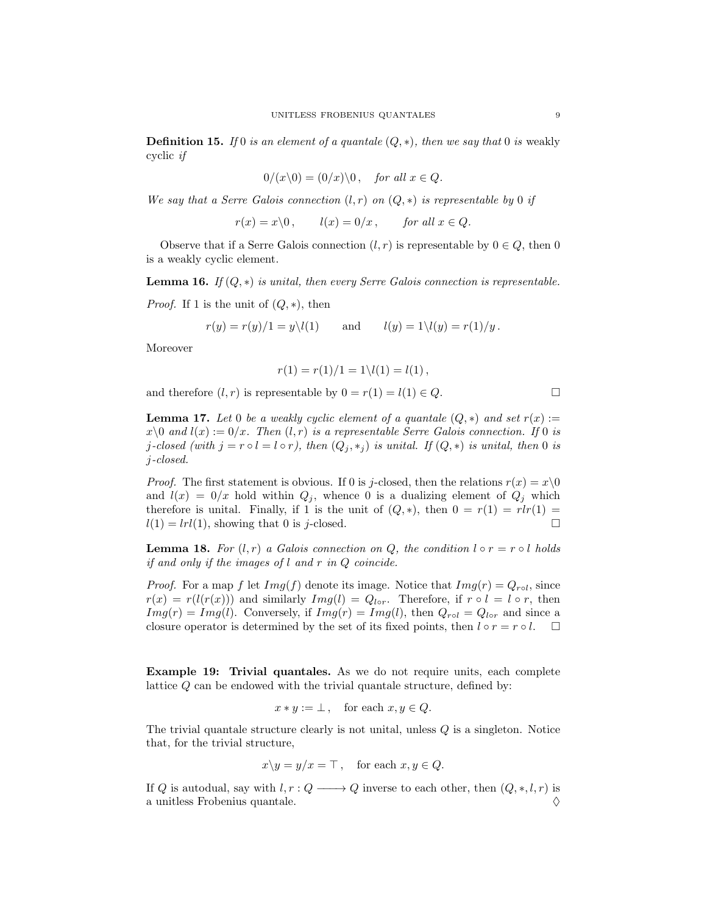**Definition 15.** *If* $0$ *is an element of a quantale* $(Q, *)$*, then we say that* $0$ *is* weakly cyclic *if*

$$0/(x\backslash 0) = (0/x)\backslash 0\,, \quad \textit{for all } x \in Q.$$

*We say that a Serre Galois connection* $(l, r)$ *on* $(Q, *)$ *is representable by* $0$ *if*

$$r(x) = x\backslash 0\,, \qquad l(x) = 0/x\,, \qquad \textit{for all } x \in Q.$$

Observe that if a Serre Galois connection $(l, r)$ is representable by $0 \in Q$, then $0$ is a weakly cyclic element.

**Lemma 16.** *If* $(Q, *)$ *is unital, then every Serre Galois connection is representable.*

*Proof.* If $1$ is the unit of $(Q, *)$, then

$$r(y) = r(y)/1 = y\backslash l(1) \qquad \text{and} \qquad l(y) = 1\backslash l(y) = r(1)/y\,.$$

Moreover

$$r(1) = r(1)/1 = 1\backslash l(1) = l(1)\,,$$

and therefore $(l, r)$ is representable by $0 = r(1) = l(1) \in Q$. □

**Lemma 17.** *Let* $0$ *be a weakly cyclic element of a quantale* $(Q, *)$ *and set* $r(x) := x\backslash 0$ *and* $l(x) := 0/x$*. Then* $(l, r)$ *is a representable Serre Galois connection. If* $0$ *is* $j$*-closed (with* $j = r \circ l = l \circ r$*), then* $(Q_j, *_j)$ *is unital. If* $(Q, *)$ *is unital, then* $0$ *is* $j$*-closed.*

*Proof.* The first statement is obvious. If $0$ is $j$-closed, then the relations $r(x) = x\backslash 0$ and $l(x) = 0/x$ hold within $Q_j$, whence $0$ is a dualizing element of $Q_j$ which therefore is unital. Finally, if $1$ is the unit of $(Q, *)$, then $0 = r(1) = rlr(1) = l(1) = lrl(1)$, showing that $0$ is $j$-closed. □

**Lemma 18.** *For* $(l, r)$ *a Galois connection on* $Q$*, the condition* $l \circ r = r \circ l$ *holds if and only if the images of* $l$ *and* $r$ *in* $Q$ *coincide.*

*Proof.* For a map $f$ let $Img(f)$ denote its image. Notice that $Img(r) = Q_{r \circ l}$, since $r(x) = r(l(r(x)))$ and similarly $Img(l) = Q_{l \circ r}$. Therefore, if $r \circ l = l \circ r$, then $Img(r) = Img(l)$. Conversely, if $Img(r) = Img(l)$, then $Q_{r \circ l} = Q_{l \circ r}$ and since a closure operator is determined by the set of its fixed points, then $l \circ r = r \circ l$. □

**Example 19: Trivial quantales.** As we do not require units, each complete lattice $Q$ can be endowed with the trivial quantale structure, defined by:

$$x * y := \bot\,, \quad \text{for each } x, y \in Q.$$

The trivial quantale structure clearly is not unital, unless $Q$ is a singleton. Notice that, for the trivial structure,

$$x\backslash y = y/x = \top\,, \quad \text{for each } x, y \in Q.$$

If $Q$ is autodual, say with $l, r : Q \longrightarrow Q$ inverse to each other, then $(Q, *, l, r)$ is a unitless Frobenius quantale. ♢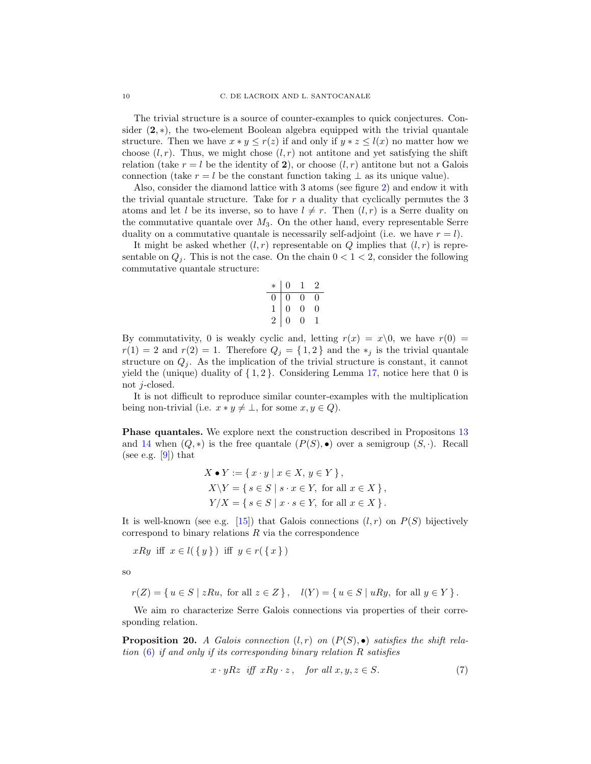The trivial structure is a source of counter-examples to quick conjectures. Consider $(\mathbf{2}, *)$, the two-element Boolean algebra equipped with the trivial quantale structure. Then we have $x * y \leq r(z)$ if and only if $y * z \leq l(x)$ no matter how we choose $(l, r)$. Thus, we might chose $(l, r)$ not antitone and yet satisfying the shift relation (take $r = l$ be the identity of $\mathbf{2}$), or choose $(l, r)$ antitone but not a Galois connection (take $r = l$ be the constant function taking $\bot$ as its unique value).

Also, consider the diamond lattice with 3 atoms (see figure 2) and endow it with the trivial quantale structure. Take for $r$ a duality that cyclically permutes the 3 atoms and let $l$ be its inverse, so to have $l \neq r$. Then $(l, r)$ is a Serre duality on the commutative quantale over $M_3$. On the other hand, every representable Serre duality on a commutative quantale is necessarily self-adjoint (i.e. we have $r = l$).

It might be asked whether $(l, r)$ representable on $Q$ implies that $(l, r)$ is representable on $Q_j$. This is not the case. On the chain $0 < 1 < 2$, consider the following commutative quantale structure:

| $*$ | 0 | 1 | 2 |
|---|---|---|---|
| 0 | 0 | 0 | 0 |
| 1 | 0 | 0 | 0 |
| 2 | 0 | 0 | 1 |

By commutativity, 0 is weakly cyclic and, letting $r(x) = x \backslash 0$, we have $r(0) = r(1) = 2$ and $r(2) = 1$. Therefore $Q_j = \{ 1, 2 \}$ and the $*_j$ is the trivial quantale structure on $Q_j$. As the implication of the trivial structure is constant, it cannot yield the (unique) duality of $\{ 1, 2 \}$. Considering Lemma 17, notice here that 0 is not $j$-closed.

It is not difficult to reproduce similar counter-examples with the multiplication being non-trivial (i.e. $x * y \neq \bot$, for some $x, y \in Q$).

**Phase quantales.** We explore next the construction described in Propositons 13 and 14 when $(Q, *)$ is the free quantale $(P(S), \bullet)$ over a semigroup $(S, \cdot)$. Recall (see e.g. [9]) that

$$
\begin{aligned}
X \bullet Y &:= \{ x \cdot y \mid x \in X,\ y \in Y \}, \\
X \backslash Y &= \{ s \in S \mid s \cdot x \in Y, \text{ for all } x \in X \}, \\
Y / X &= \{ s \in S \mid x \cdot s \in Y, \text{ for all } x \in X \}.
\end{aligned}
$$

It is well-known (see e.g. [15]) that Galois connections $(l, r)$ on $P(S)$ bijectively correspond to binary relations $R$ via the correspondence

$$
xRy \ \text{ iff } \ x \in l(\{ y \}) \ \text{ iff } \ y \in r(\{ x \})
$$

so

$$
r(Z) = \{ u \in S \mid zRu, \text{ for all } z \in Z \}, \quad l(Y) = \{ u \in S \mid uRy, \text{ for all } y \in Y \}.
$$

We aim ro characterize Serre Galois connections via properties of their corresponding relation.

**Proposition 20.** *A Galois connection $(l, r)$ on $(P(S), \bullet)$ satisfies the shift relation (6) if and only if its corresponding binary relation $R$ satisfies*

$$
x \cdot yRz \ \text{ iff } \ xRy \cdot z\,, \quad \text{for all } x, y, z \in S. \tag{7}
$$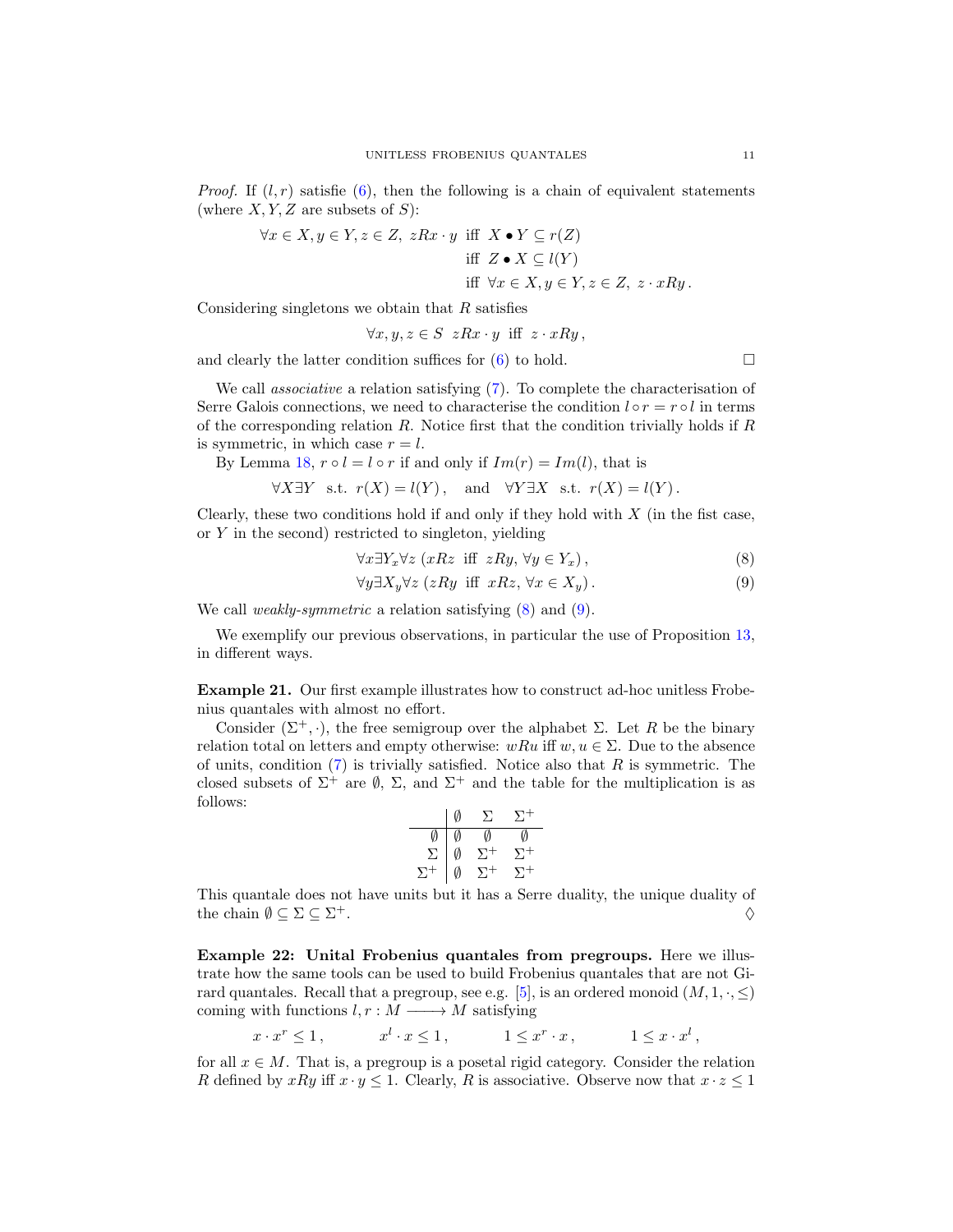*Proof.* If $(l, r)$ satisfie (6), then the following is a chain of equivalent statements (where $X, Y, Z$ are subsets of $S$):

$$\begin{aligned}
\forall x \in X, y \in Y, z \in Z,\ zRx \cdot y \ &\text{ iff } \ X \bullet Y \subseteq r(Z) \\
&\text{ iff } \ Z \bullet X \subseteq l(Y) \\
&\text{ iff } \ \forall x \in X, y \in Y, z \in Z,\ z \cdot xRy\,.
\end{aligned}$$

Considering singletons we obtain that $R$ satisfies

$$\forall x, y, z \in S \ \ zRx \cdot y \ \text{ iff } \ z \cdot xRy\,,$$

and clearly the latter condition suffices for (6) to hold. $\square$

We call *associative* a relation satisfying (7). To complete the characterisation of Serre Galois connections, we need to characterise the condition $l \circ r = r \circ l$ in terms of the corresponding relation $R$. Notice first that the condition trivially holds if $R$ is symmetric, in which case $r = l$.

By Lemma 18, $r \circ l = l \circ r$ if and only if $Im(r) = Im(l)$, that is

$$\forall X \exists Y \ \text{ s.t. } \ r(X) = l(Y)\,, \quad \text{ and } \quad \forall Y \exists X \ \text{ s.t. } \ r(X) = l(Y)\,.$$

Clearly, these two conditions hold if and only if they hold with $X$ (in the fist case, or $Y$ in the second) restricted to singleton, yielding

$$\forall x \exists Y_x \forall z \ (xRz \ \text{ iff } \ zRy,\, \forall y \in Y_x)\,, \tag{8}$$

$$\forall y \exists X_y \forall z \ (zRy \ \text{ iff } \ xRz,\, \forall x \in X_y)\,. \tag{9}$$

We call *weakly-symmetric* a relation satisfying (8) and (9).

We exemplify our previous observations, in particular the use of Proposition 13, in different ways.

**Example 21.** Our first example illustrates how to construct ad-hoc unitless Frobenius quantales with almost no effort.

Consider $(\Sigma^+, \cdot)$, the free semigroup over the alphabet $\Sigma$. Let $R$ be the binary relation total on letters and empty otherwise: $wRu$ iff $w, u \in \Sigma$. Due to the absence of units, condition (7) is trivially satisfied. Notice also that $R$ is symmetric. The closed subsets of $\Sigma^+$ are $\emptyset$, $\Sigma$, and $\Sigma^+$ and the table for the multiplication is as follows:

| | $\emptyset$ | $\Sigma$ | $\Sigma^+$ |
|---|---|---|---|
| $\emptyset$ | $\emptyset$ | $\emptyset$ | $\emptyset$ |
| $\Sigma$ | $\emptyset$ | $\Sigma^+$ | $\Sigma^+$ |
| $\Sigma^+$ | $\emptyset$ | $\Sigma^+$ | $\Sigma^+$ |

This quantale does not have units but it has a Serre duality, the unique duality of the chain $\emptyset \subseteq \Sigma \subseteq \Sigma^+$. $\lozenge$

**Example 22: Unital Frobenius quantales from pregroups.** Here we illustrate how the same tools can be used to build Frobenius quantales that are not Girard quantales. Recall that a pregroup, see e.g. [5], is an ordered monoid $(M, 1, \cdot, \leq)$ coming with functions $l, r : M \longrightarrow M$ satisfying

$$x \cdot x^r \leq 1\,, \qquad x^l \cdot x \leq 1\,, \qquad 1 \leq x^r \cdot x\,, \qquad 1 \leq x \cdot x^l\,,$$

for all $x \in M$. That is, a pregroup is a posetal rigid category. Consider the relation $R$ defined by $xRy$ iff $x \cdot y \leq 1$. Clearly, $R$ is associative. Observe now that $x \cdot z \leq 1$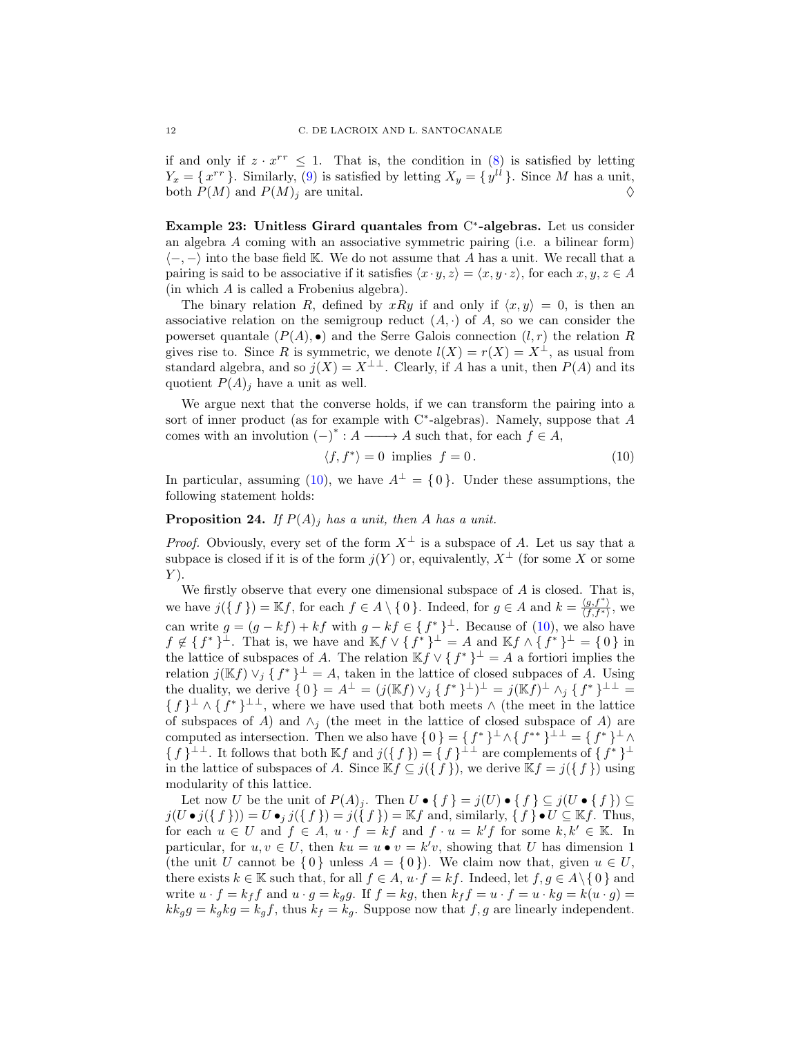if and only if $z \cdot x^{rr} \leq 1$. That is, the condition in (8) is satisfied by letting $Y_x = \{ x^{rr} \}$. Similarly, (9) is satisfied by letting $X_y = \{ y^{ll} \}$. Since $M$ has a unit, both $P(M)$ and $P(M)_j$ are unital. ♢

**Example 23: Unitless Girard quantales from C\*-algebras.** Let us consider an algebra $A$ coming with an associative symmetric pairing (i.e. a bilinear form) $\langle -, - \rangle$ into the base field $\mathbb{K}$. We do not assume that $A$ has a unit. We recall that a pairing is said to be associative if it satisfies $\langle x \cdot y, z \rangle = \langle x, y \cdot z \rangle$, for each $x, y, z \in A$ (in which $A$ is called a Frobenius algebra).

The binary relation $R$, defined by $xRy$ if and only if $\langle x, y \rangle = 0$, is then an associative relation on the semigroup reduct $(A, \cdot)$ of $A$, so we can consider the powerset quantale $(P(A), \bullet)$ and the Serre Galois connection $(l, r)$ the relation $R$ gives rise to. Since $R$ is symmetric, we denote $l(X) = r(X) = X^{\perp}$, as usual from standard algebra, and so $j(X) = X^{\perp\perp}$. Clearly, if $A$ has a unit, then $P(A)$ and its quotient $P(A)_j$ have a unit as well.

We argue next that the converse holds, if we can transform the pairing into a sort of inner product (as for example with C\*-algebras). Namely, suppose that $A$ comes with an involution $(-)^* : A \longrightarrow A$ such that, for each $f \in A$,

$$\langle f, f^* \rangle = 0 \text{ implies } f = 0 \,. \tag{10}$$

In particular, assuming (10), we have $A^{\perp} = \{ 0 \}$. Under these assumptions, the following statement holds:

**Proposition 24.** *If $P(A)_j$ has a unit, then $A$ has a unit.*

*Proof.* Obviously, every set of the form $X^{\perp}$ is a subspace of $A$. Let us say that a subpace is closed if it is of the form $j(Y)$ or, equivalently, $X^{\perp}$ (for some $X$ or some $Y$).

We firstly observe that every one dimensional subspace of $A$ is closed. That is, we have $j(\{ f \}) = \mathbb{K}f$, for each $f \in A \setminus \{ 0 \}$. Indeed, for $g \in A$ and $k = \frac{\langle g, f^* \rangle}{\langle f, f^* \rangle}$, we can write $g = (g - kf) + kf$ with $g - kf \in \{ f^* \}^{\perp}$. Because of (10), we also have $f \notin \{ f^* \}^{\perp}$. That is, we have and $\mathbb{K}f \vee \{ f^* \}^{\perp} = A$ and $\mathbb{K}f \wedge \{ f^* \}^{\perp} = \{ 0 \}$ in the lattice of subspaces of $A$. The relation $\mathbb{K}f \vee \{ f^* \}^{\perp} = A$ a fortiori implies the relation $j(\mathbb{K}f) \vee_j \{ f^* \}^{\perp} = A$, taken in the lattice of closed subpaces of $A$. Using the duality, we derive $\{ 0 \} = A^{\perp} = (j(\mathbb{K}f) \vee_j \{ f^* \}^{\perp})^{\perp} = j(\mathbb{K}f)^{\perp} \wedge_j \{ f^* \}^{\perp\perp} = \{ f \}^{\perp} \wedge \{ f^* \}^{\perp\perp}$, where we have used that both meets $\wedge$ (the meet in the lattice of subspaces of $A$) and $\wedge_j$ (the meet in the lattice of closed subspace of $A$) are computed as intersection. Then we also have $\{ 0 \} = \{ f^* \}^{\perp} \wedge \{ f^{**} \}^{\perp\perp} = \{ f^* \}^{\perp} \wedge \{ f \}^{\perp\perp}$. It follows that both $\mathbb{K}f$ and $j(\{ f \}) = \{ f \}^{\perp\perp}$ are complements of $\{ f^* \}^{\perp}$ in the lattice of subspaces of $A$. Since $\mathbb{K}f \subseteq j(\{ f \})$, we derive $\mathbb{K}f = j(\{ f \})$ using modularity of this lattice.

Let now $U$ be the unit of $P(A)_j$. Then $U \bullet \{ f \} = j(U) \bullet \{ f \} \subseteq j(U \bullet \{ f \}) \subseteq j(U \bullet j(\{ f \})) = U \bullet_j j(\{ f \}) = j(\{ f \}) = \mathbb{K}f$ and, similarly, $\{ f \} \bullet U \subseteq \mathbb{K}f$. Thus, for each $u \in U$ and $f \in A$, $u \cdot f = kf$ and $f \cdot u = k'f$ for some $k, k' \in \mathbb{K}$. In particular, for $u, v \in U$, then $ku = u \bullet v = k'v$, showing that $U$ has dimension 1 (the unit $U$ cannot be $\{ 0 \}$ unless $A = \{ 0 \}$). We claim now that, given $u \in U$, there exists $k \in \mathbb{K}$ such that, for all $f \in A$, $u \cdot f = kf$. Indeed, let $f, g \in A \setminus \{ 0 \}$ and write $u \cdot f = k_f f$ and $u \cdot g = k_g g$. If $f = kg$, then $k_f f = u \cdot f = u \cdot kg = k(u \cdot g) = kk_g g = k_g kg = k_g f$, thus $k_f = k_g$. Suppose now that $f, g$ are linearly independent.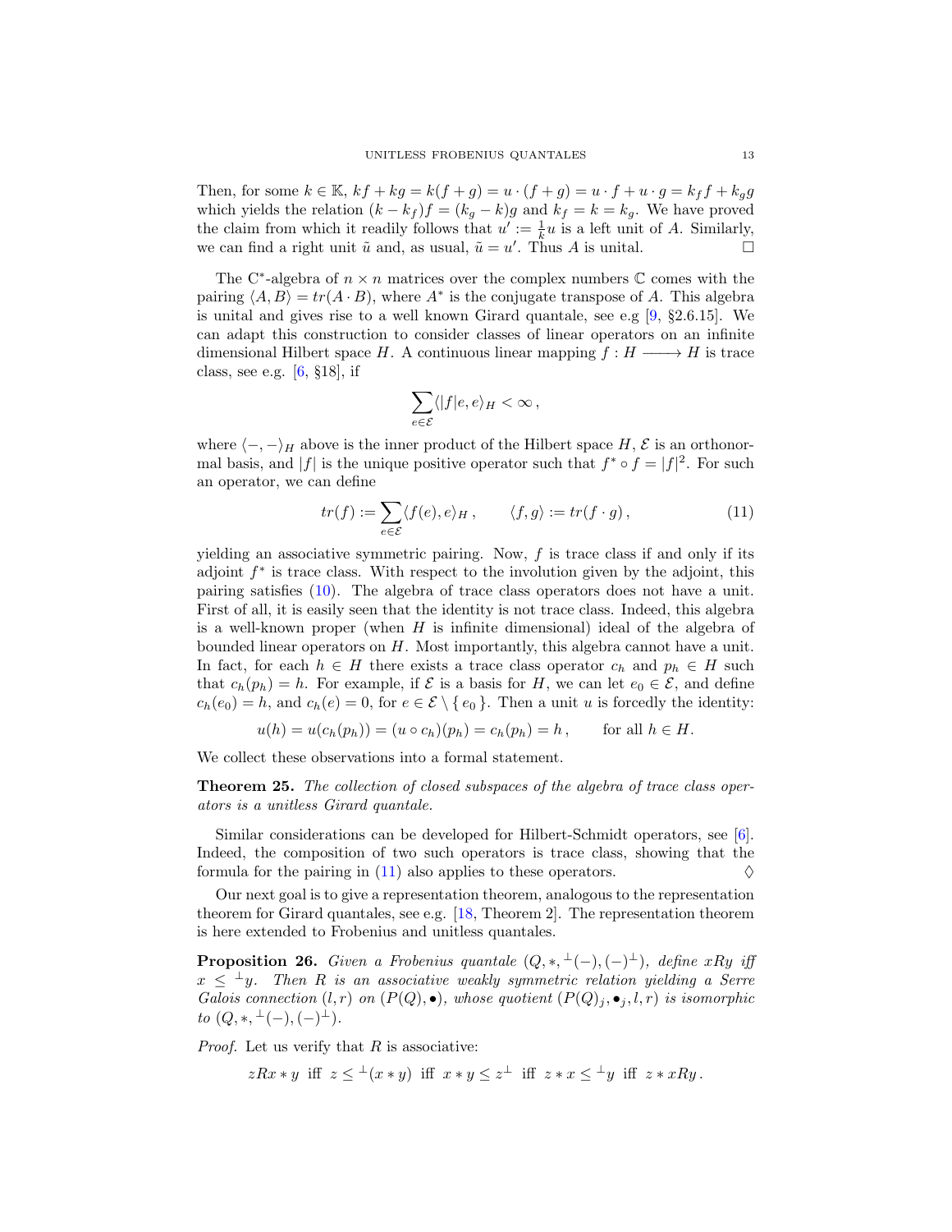Then, for some $k \in \mathbb{K}$, $kf + kg = k(f+g) = u \cdot (f+g) = u \cdot f + u \cdot g = k_f f + k_g g$ which yields the relation $(k - k_f)f = (k_g - k)g$ and $k_f = k = k_g$. We have proved the claim from which it readily follows that $u' := \frac{1}{k}u$ is a left unit of $A$. Similarly, we can find a right unit $\tilde{u}$ and, as usual, $\tilde{u} = u'$. Thus $A$ is unital. $\square$

The C*-algebra of $n \times n$ matrices over the complex numbers $\mathbb{C}$ comes with the pairing $\langle A, B \rangle = tr(A \cdot B)$, where $A^*$ is the conjugate transpose of $A$. This algebra is unital and gives rise to a well known Girard quantale, see e.g [9, §2.6.15]. We can adapt this construction to consider classes of linear operators on an infinite dimensional Hilbert space $H$. A continuous linear mapping $f : H \longrightarrow H$ is trace class, see e.g. [6, §18], if

$$\sum_{e \in \mathcal{E}} \langle |f|e, e \rangle_H < \infty \,,$$

where $\langle -, - \rangle_H$ above is the inner product of the Hilbert space $H$, $\mathcal{E}$ is an orthonormal basis, and $|f|$ is the unique positive operator such that $f^* \circ f = |f|^2$. For such an operator, we can define

$$tr(f) := \sum_{e \in \mathcal{E}} \langle f(e), e \rangle_H \,, \qquad \langle f, g \rangle := tr(f \cdot g) \,, \tag{11}$$

yielding an associative symmetric pairing. Now, $f$ is trace class if and only if its adjoint $f^*$ is trace class. With respect to the involution given by the adjoint, this pairing satisfies (10). The algebra of trace class operators does not have a unit. First of all, it is easily seen that the identity is not trace class. Indeed, this algebra is a well-known proper (when $H$ is infinite dimensional) ideal of the algebra of bounded linear operators on $H$. Most importantly, this algebra cannot have a unit. In fact, for each $h \in H$ there exists a trace class operator $c_h$ and $p_h \in H$ such that $c_h(p_h) = h$. For example, if $\mathcal{E}$ is a basis for $H$, we can let $e_0 \in \mathcal{E}$, and define $c_h(e_0) = h$, and $c_h(e) = 0$, for $e \in \mathcal{E} \setminus \{ e_0 \}$. Then a unit $u$ is forcedly the identity:

$$u(h) = u(c_h(p_h)) = (u \circ c_h)(p_h) = c_h(p_h) = h \,, \qquad \text{for all } h \in H.$$

We collect these observations into a formal statement.

**Theorem 25.** *The collection of closed subspaces of the algebra of trace class operators is a unitless Girard quantale.*

Similar considerations can be developed for Hilbert-Schmidt operators, see [6]. Indeed, the composition of two such operators is trace class, showing that the formula for the pairing in (11) also applies to these operators. $\lozenge$

Our next goal is to give a representation theorem, analogous to the representation theorem for Girard quantales, see e.g. [18, Theorem 2]. The representation theorem is here extended to Frobenius and unitless quantales.

**Proposition 26.** *Given a Frobenius quantale $(Q, *, {}^{\perp}(-), (-)^{\perp})$, define $xRy$ iff $x \leq {}^{\perp}y$. Then $R$ is an associative weakly symmetric relation yielding a Serre Galois connection $(l, r)$ on $(P(Q), \bullet)$, whose quotient $(P(Q)_j, \bullet_j, l, r)$ is isomorphic to $(Q, *, {}^{\perp}(-), (-)^{\perp})$.*

*Proof.* Let us verify that $R$ is associative:

$$zRx * y \text{ iff } z \leq {}^{\perp}(x * y) \text{ iff } x * y \leq z^{\perp} \text{ iff } z * x \leq {}^{\perp}y \text{ iff } z * xRy \,.$$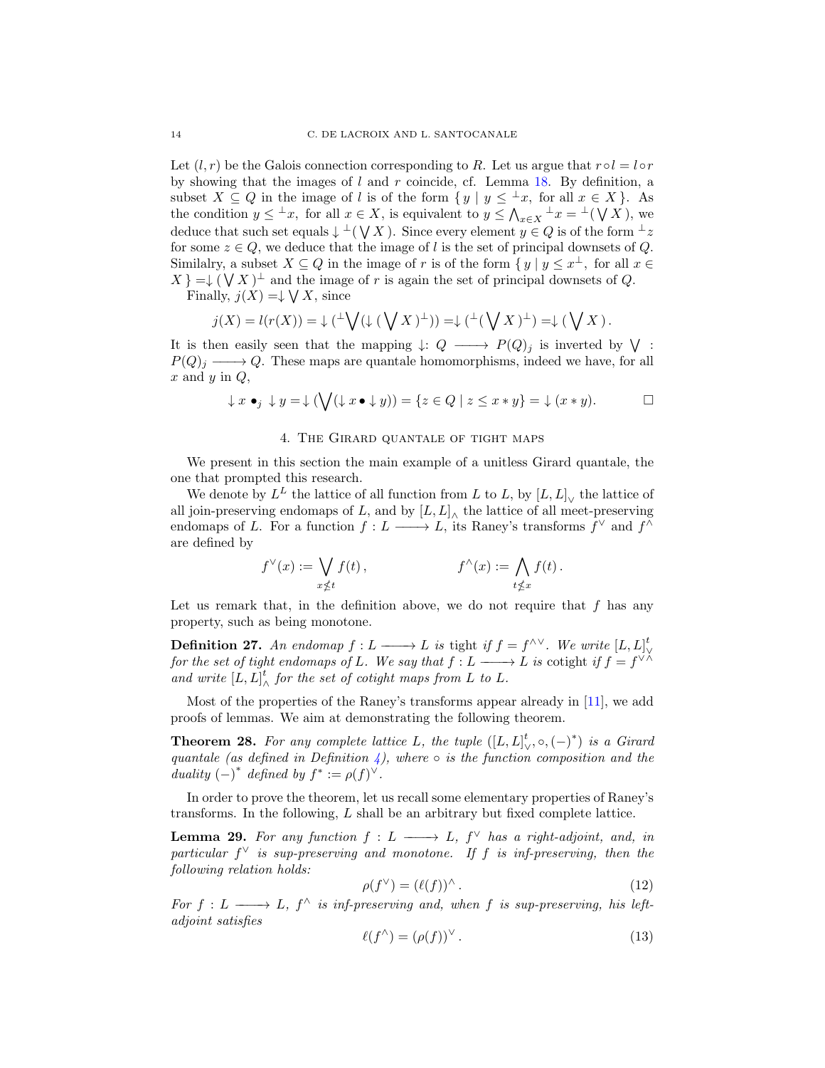Let $(l, r)$ be the Galois connection corresponding to $R$. Let us argue that $r \circ l = l \circ r$ by showing that the images of $l$ and $r$ coincide, cf. Lemma 18. By definition, a subset $X \subseteq Q$ in the image of $l$ is of the form $\{ y \mid y \leq {}^{\perp}x, \text{ for all } x \in X \}$. As the condition $y \leq {}^{\perp}x$, for all $x \in X$, is equivalent to $y \leq \bigwedge_{x \in X} {}^{\perp}x = {}^{\perp}(\bigvee X)$, we deduce that such set equals $\downarrow {}^{\perp}(\bigvee X)$. Since every element $y \in Q$ is of the form ${}^{\perp}z$ for some $z \in Q$, we deduce that the image of $l$ is the set of principal downsets of $Q$. Similalry, a subset $X \subseteq Q$ in the image of $r$ is of the form $\{ y \mid y \leq x^{\perp}, \text{ for all } x \in X \} = \downarrow (\bigvee X)^{\perp}$ and the image of $r$ is again the set of principal downsets of $Q$.

Finally, $j(X) = \downarrow \bigvee X$, since

$$j(X) = l(r(X)) = \downarrow ({}^{\perp}\bigvee(\downarrow (\bigvee X)^{\perp})) = \downarrow ({}^{\perp}(\bigvee X)^{\perp}) = \downarrow (\bigvee X).$$

It is then easily seen that the mapping $\downarrow : Q \longrightarrow P(Q)_j$ is inverted by $\bigvee : P(Q)_j \longrightarrow Q$. These maps are quantale homomorphisms, indeed we have, for all $x$ and $y$ in $Q$,

$$\downarrow x \bullet_j \downarrow y = \downarrow (\bigvee(\downarrow x \bullet \downarrow y)) = \{z \in Q \mid z \leq x * y\} = \downarrow (x * y). \qquad \square$$

## 4. The Girard quantale of tight maps

We present in this section the main example of a unitless Girard quantale, the one that prompted this research.

We denote by $L^L$ the lattice of all function from $L$ to $L$, by $[L, L]_{\vee}$ the lattice of all join-preserving endomaps of $L$, and by $[L, L]_{\wedge}$ the lattice of all meet-preserving endomaps of $L$. For a function $f : L \longrightarrow L$, its Raney's transforms $f^{\vee}$ and $f^{\wedge}$ are defined by

$$f^{\vee}(x) := \bigvee_{x \not\leq t} f(t), \qquad\qquad f^{\wedge}(x) := \bigwedge_{t \not\leq x} f(t).$$

Let us remark that, in the definition above, we do not require that $f$ has any property, such as being monotone.

**Definition 27.** *An endomap $f : L \longrightarrow L$ is* tight *if $f = f^{\wedge\vee}$. We write $[L, L]^{t}_{\vee}$ for the set of tight endomaps of $L$. We say that $f : L \longrightarrow L$ is* cotight *if $f = f^{\vee\wedge}$ and write $[L, L]^{t}_{\wedge}$ for the set of cotight maps from $L$ to $L$.*

Most of the properties of the Raney's transforms appear already in [11], we add proofs of lemmas. We aim at demonstrating the following theorem.

**Theorem 28.** *For any complete lattice $L$, the tuple $([L, L]^{t}_{\vee}, \circ, (-)^{*})$ is a Girard quantale (as defined in Definition 4), where $\circ$ is the function composition and the duality $(-)^{*}$ defined by $f^{*} := \rho(f)^{\vee}$.*

In order to prove the theorem, let us recall some elementary properties of Raney's transforms. In the following, $L$ shall be an arbitrary but fixed complete lattice.

**Lemma 29.** *For any function $f : L \longrightarrow L$, $f^{\vee}$ has a right-adjoint, and, in particular $f^{\vee}$ is sup-preserving and monotone. If $f$ is inf-preserving, then the following relation holds:*

$$\rho(f^{\vee}) = (\ell(f))^{\wedge}. \tag{12}$$

*For $f : L \longrightarrow L$, $f^{\wedge}$ is inf-preserving and, when $f$ is sup-preserving, his left-adjoint satisfies*

$$\ell(f^{\wedge}) = (\rho(f))^{\vee}. \tag{13}$$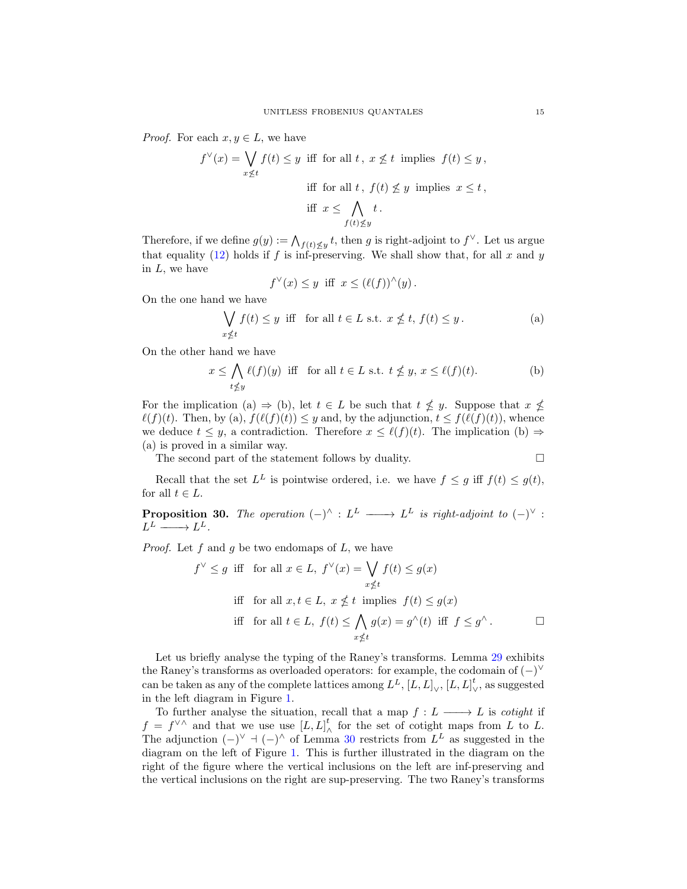*Proof.* For each $x, y \in L$, we have

$$
\begin{aligned}
f^{\vee}(x) = \bigvee_{x \not\leq t} f(t) \leq y \ \text{ iff } \ &\text{for all } t\,,\ x \not\leq t \ \text{ implies } \ f(t) \leq y\,,\\
\text{iff } \ &\text{for all } t\,,\ f(t) \not\leq y \ \text{ implies } \ x \leq t\,,\\
\text{iff } \ &x \leq \bigwedge_{f(t) \not\leq y} t\,.
\end{aligned}
$$

Therefore, if we define $g(y) := \bigwedge_{f(t) \not\leq y} t$, then $g$ is right-adjoint to $f^{\vee}$. Let us argue that equality (12) holds if $f$ is inf-preserving. We shall show that, for all $x$ and $y$ in $L$, we have

$$
f^{\vee}(x) \leq y \ \text{ iff } \ x \leq (\ell(f))^{\wedge}(y)\,.
$$

On the one hand we have

$$
\bigvee_{x \not\leq t} f(t) \leq y \ \text{ iff } \quad \text{for all } t \in L \text{ s.t. } x \not\leq t,\ f(t) \leq y\,. \tag{a}
$$

On the other hand we have

$$
x \leq \bigwedge_{t \not\leq y} \ell(f)(y) \ \text{ iff } \quad \text{for all } t \in L \text{ s.t. } t \not\leq y,\ x \leq \ell(f)(t). \tag{b}
$$

For the implication (a) $\Rightarrow$ (b), let $t \in L$ be such that $t \not\leq y$. Suppose that $x \not\leq \ell(f)(t)$. Then, by (a), $f(\ell(f)(t)) \leq y$ and, by the adjunction, $t \leq f(\ell(f)(t))$, whence we deduce $t \leq y$, a contradiction. Therefore $x \leq \ell(f)(t)$. The implication (b) $\Rightarrow$ (a) is proved in a similar way.

The second part of the statement follows by duality. $\square$

Recall that the set $L^L$ is pointwise ordered, i.e. we have $f \leq g$ iff $f(t) \leq g(t)$, for all $t \in L$.

**Proposition 30.** *The operation $(-)^{\wedge} : L^L \longrightarrow L^L$ is right-adjoint to $(-)^{\vee} : L^L \longrightarrow L^L$.*

*Proof.* Let $f$ and $g$ be two endomaps of $L$, we have

$$
\begin{aligned}
f^{\vee} \leq g \ \text{ iff } \ &\text{ for all } x \in L,\ f^{\vee}(x) = \bigvee_{x \not\leq t} f(t) \leq g(x)\\
\text{iff } \ &\text{ for all } x, t \in L,\ x \not\leq t \ \text{ implies } \ f(t) \leq g(x)\\
\text{iff } \ &\text{ for all } t \in L,\ f(t) \leq \bigwedge_{x \not\leq t} g(x) = g^{\wedge}(t) \ \text{ iff } \ f \leq g^{\wedge}\,.
\end{aligned}
$$

$\square$

Let us briefly analyse the typing of the Raney's transforms. Lemma 29 exhibits the Raney's transforms as overloaded operators: for example, the codomain of $(-)^{\vee}$ can be taken as any of the complete lattices among $L^L$, $[L, L]_{\vee}$, $[L, L]^t_{\vee}$, as suggested in the left diagram in Figure 1.

To further analyse the situation, recall that a map $f : L \longrightarrow L$ is *cotight* if $f = f^{\vee\wedge}$ and that we use use $[L, L]^t_{\wedge}$ for the set of cotight maps from $L$ to $L$. The adjunction $(-)^{\vee} \dashv (-)^{\wedge}$ of Lemma 30 restricts from $L^L$ as suggested in the diagram on the left of Figure 1. This is further illustrated in the diagram on the right of the figure where the vertical inclusions on the left are inf-preserving and the vertical inclusions on the right are sup-preserving. The two Raney's transforms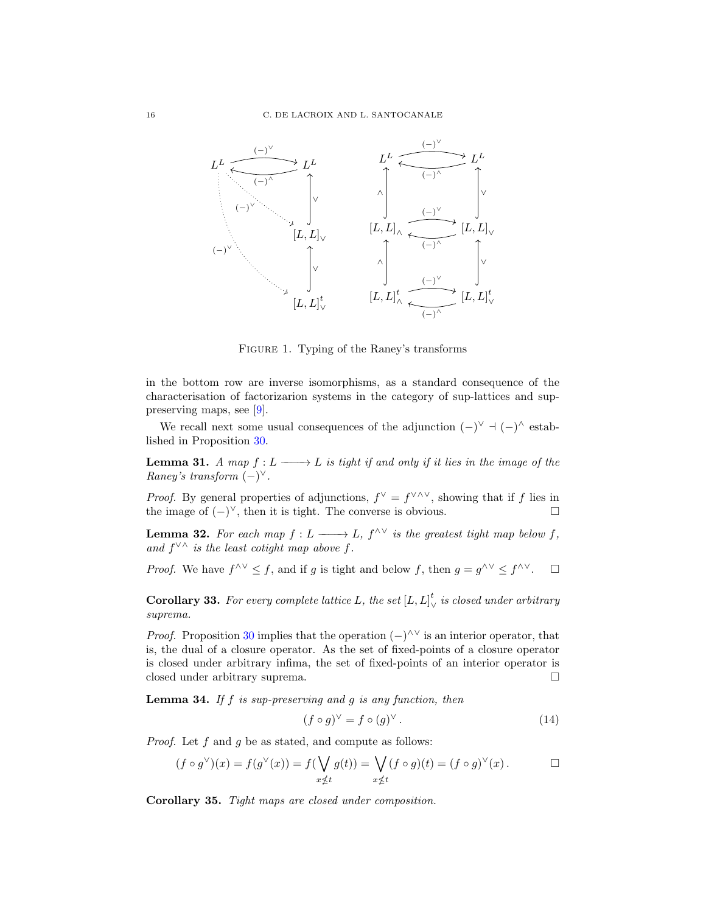FIGURE 1. Typing of the Raney's transforms

in the bottom row are inverse isomorphisms, as a standard consequence of the characterisation of factorizarion systems in the category of sup-lattices and sup-preserving maps, see [9].

We recall next some usual consequences of the adjunction $(-)^{\vee} \dashv (-)^{\wedge}$ established in Proposition 30.

**Lemma 31.** *A map $f : L \longrightarrow L$ is tight if and only if it lies in the image of the Raney's transform $(-)^{\vee}$.*

*Proof.* By general properties of adjunctions, $f^{\vee} = f^{\vee\wedge\vee}$, showing that if $f$ lies in the image of $(-)^{\vee}$, then it is tight. The converse is obvious. □

**Lemma 32.** *For each map $f : L \longrightarrow L$, $f^{\wedge\vee}$ is the greatest tight map below $f$, and $f^{\vee\wedge}$ is the least cotight map above $f$.*

*Proof.* We have $f^{\wedge\vee} \leq f$, and if $g$ is tight and below $f$, then $g = g^{\wedge\vee} \leq f^{\wedge\vee}$. □

**Corollary 33.** *For every complete lattice $L$, the set $[L, L]^{t}_{\vee}$ is closed under arbitrary suprema.*

*Proof.* Proposition 30 implies that the operation $(-)^{\wedge\vee}$ is an interior operator, that is, the dual of a closure operator. As the set of fixed-points of a closure operator is closed under arbitrary infima, the set of fixed-points of an interior operator is closed under arbitrary suprema. □

**Lemma 34.** *If $f$ is sup-preserving and $g$ is any function, then*

$$(f \circ g)^{\vee} = f \circ (g)^{\vee} . \tag{14}$$

*Proof.* Let $f$ and $g$ be as stated, and compute as follows:

$$(f \circ g^{\vee})(x) = f(g^{\vee}(x)) = f(\bigvee_{x \not\leq t} g(t)) = \bigvee_{x \not\leq t} (f \circ g)(t) = (f \circ g)^{\vee}(x) . \qquad \square$$

**Corollary 35.** *Tight maps are closed under composition.*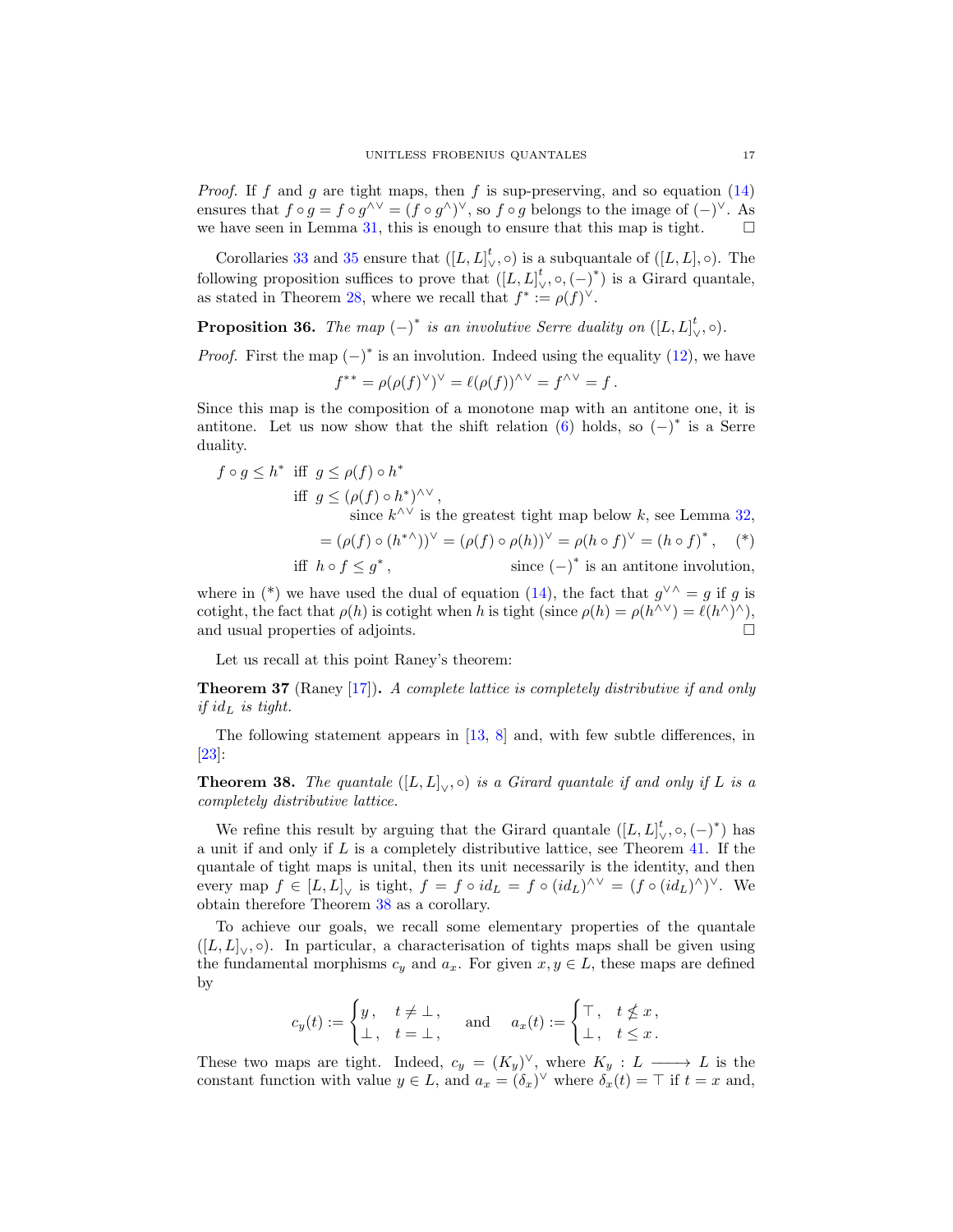*Proof.* If $f$ and $g$ are tight maps, then $f$ is sup-preserving, and so equation (14) ensures that $f \circ g = f \circ g^{\wedge\vee} = (f \circ g^{\wedge})^{\vee}$, so $f \circ g$ belongs to the image of $(-)^{\vee}$. As we have seen in Lemma 31, this is enough to ensure that this map is tight. $\square$

Corollaries 33 and 35 ensure that $([L, L]^{t}_{\vee}, \circ)$ is a subquantale of $([L, L], \circ)$. The following proposition suffices to prove that $([L, L]^{t}_{\vee}, \circ, (-)^{*})$ is a Girard quantale, as stated in Theorem 28, where we recall that $f^{*} := \rho(f)^{\vee}$.

**Proposition 36.** *The map $(-)^{*}$ is an involutive Serre duality on $([L, L]^{t}_{\vee}, \circ)$.*

*Proof.* First the map $(-)^{*}$ is an involution. Indeed using the equality (12), we have

$$f^{**} = \rho(\rho(f)^{\vee})^{\vee} = \ell(\rho(f))^{\wedge\vee} = f^{\wedge\vee} = f\,.$$

Since this map is the composition of a monotone map with an antitone one, it is antitone. Let us now show that the shift relation (6) holds, so $(-)^{*}$ is a Serre duality.

$$\begin{aligned}
f \circ g \leq h^{*} \;\;&\text{iff}\;\; g \leq \rho(f) \circ h^{*} \\
&\text{iff}\;\; g \leq (\rho(f) \circ h^{*})^{\wedge\vee}\,, \\
&\qquad\qquad \text{since } k^{\wedge\vee} \text{ is the greatest tight map below } k, \text{ see Lemma 32}, \\
&\qquad\quad = (\rho(f) \circ (h^{*\wedge}))^{\vee} = (\rho(f) \circ \rho(h))^{\vee} = \rho(h \circ f)^{\vee} = (h \circ f)^{*}\,, \qquad (*) \\
&\text{iff}\;\; h \circ f \leq g^{*}\,, \qquad\qquad\qquad \text{since } (-)^{*} \text{ is an antitone involution},
\end{aligned}$$

where in (\*) we have used the dual of equation (14), the fact that $g^{\vee\wedge} = g$ if $g$ is cotight, the fact that $\rho(h)$ is cotight when $h$ is tight (since $\rho(h) = \rho(h^{\wedge\vee}) = \ell(h^{\wedge})^{\wedge}$), and usual properties of adjoints. $\square$

Let us recall at this point Raney's theorem:

**Theorem 37** (Raney [17])**.** *A complete lattice is completely distributive if and only if $id_L$ is tight.*

The following statement appears in [13, 8] and, with few subtle differences, in [23]:

**Theorem 38.** *The quantale $([L, L]_{\vee}, \circ)$ is a Girard quantale if and only if $L$ is a completely distributive lattice.*

We refine this result by arguing that the Girard quantale $([L, L]^{t}_{\vee}, \circ, (-)^{*})$ has a unit if and only if $L$ is a completely distributive lattice, see Theorem 41. If the quantale of tight maps is unital, then its unit necessarily is the identity, and then every map $f \in [L, L]_{\vee}$ is tight, $f = f \circ id_L = f \circ (id_L)^{\wedge\vee} = (f \circ (id_L)^{\wedge})^{\vee}$. We obtain therefore Theorem 38 as a corollary.

To achieve our goals, we recall some elementary properties of the quantale $([L, L]_{\vee}, \circ)$. In particular, a characterisation of tights maps shall be given using the fundamental morphisms $c_y$ and $a_x$. For given $x, y \in L$, these maps are defined by

$$c_y(t) := \begin{cases} y\,, & t \neq \bot\,, \\ \bot\,, & t = \bot\,, \end{cases} \qquad \text{and} \qquad a_x(t) := \begin{cases} \top\,, & t \not\leq x\,, \\ \bot\,, & t \leq x\,. \end{cases}$$

These two maps are tight. Indeed, $c_y = (K_y)^{\vee}$, where $K_y : L \longrightarrow L$ is the constant function with value $y \in L$, and $a_x = (\delta_x)^{\vee}$ where $\delta_x(t) = \top$ if $t = x$ and,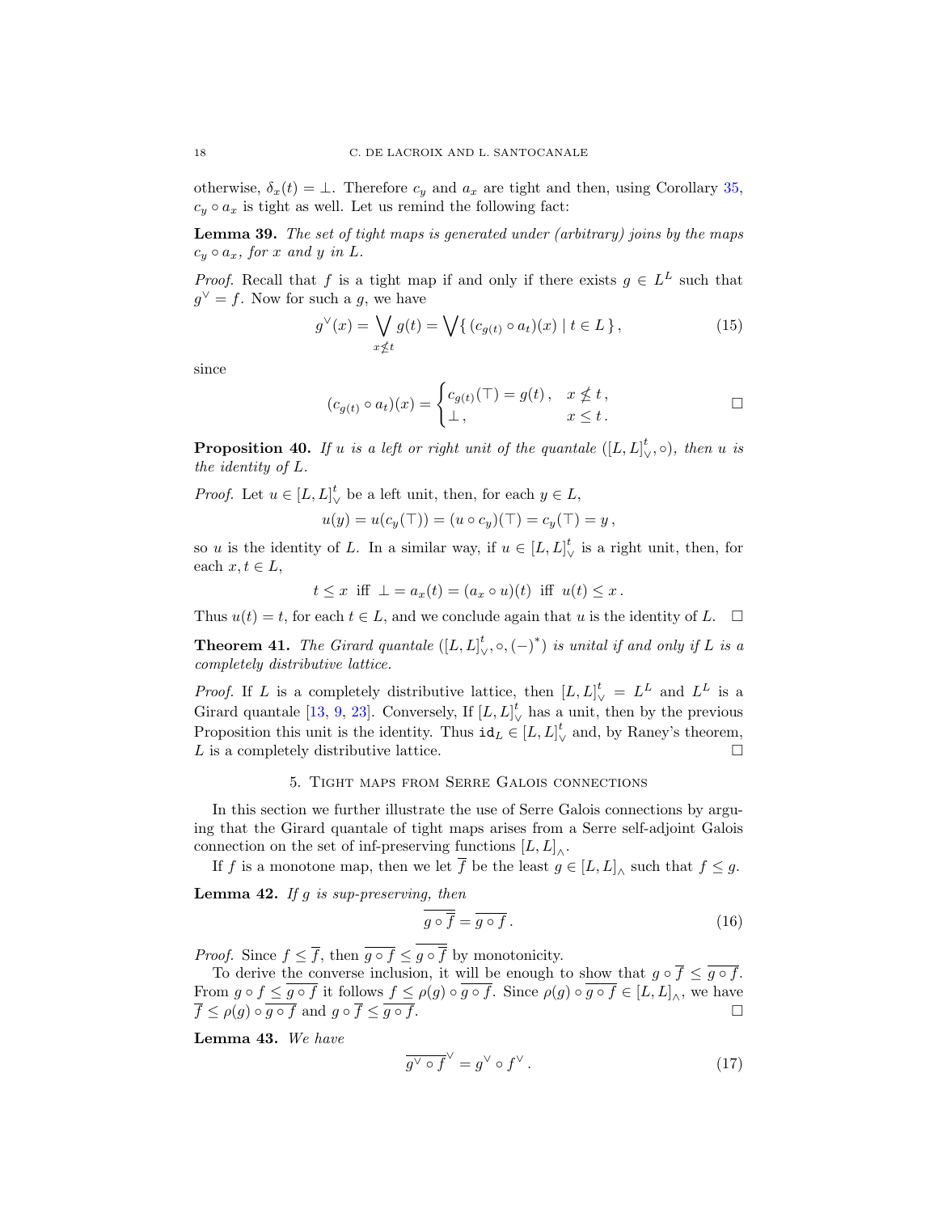otherwise, $\delta_x(t) = \bot$. Therefore $c_y$ and $a_x$ are tight and then, using Corollary 35, $c_y \circ a_x$ is tight as well. Let us remind the following fact:

**Lemma 39.** *The set of tight maps is generated under (arbitrary) joins by the maps $c_y \circ a_x$, for $x$ and $y$ in $L$.*

*Proof.* Recall that $f$ is a tight map if and only if there exists $g \in L^L$ such that $g^\vee = f$. Now for such a $g$, we have

$$g^\vee(x) = \bigvee_{x \not\leq t} g(t) = \bigvee \{ (c_{g(t)} \circ a_t)(x) \mid t \in L \} , \tag{15}$$

since

$$(c_{g(t)} \circ a_t)(x) = \begin{cases} c_{g(t)}(\top) = g(t) , & x \not\leq t , \\ \bot , & x \leq t . \end{cases}$$

□

**Proposition 40.** *If $u$ is a left or right unit of the quantale $([L, L]^t_\vee, \circ)$, then $u$ is the identity of $L$.*

*Proof.* Let $u \in [L, L]^t_\vee$ be a left unit, then, for each $y \in L$,

$$u(y) = u(c_y(\top)) = (u \circ c_y)(\top) = c_y(\top) = y ,$$

so $u$ is the identity of $L$. In a similar way, if $u \in [L, L]^t_\vee$ is a right unit, then, for each $x, t \in L$,

$$t \leq x \text{ iff } \bot = a_x(t) = (a_x \circ u)(t) \text{ iff } u(t) \leq x .$$

Thus $u(t) = t$, for each $t \in L$, and we conclude again that $u$ is the identity of $L$. □

**Theorem 41.** *The Girard quantale $([L, L]^t_\vee, \circ, (-)^*)$ is unital if and only if $L$ is a completely distributive lattice.*

*Proof.* If $L$ is a completely distributive lattice, then $[L, L]^t_\vee = L^L$ and $L^L$ is a Girard quantale [13, 9, 23]. Conversely, If $[L, L]^t_\vee$ has a unit, then by the previous Proposition this unit is the identity. Thus $\mathtt{id}_L \in [L, L]^t_\vee$ and, by Raney's theorem, $L$ is a completely distributive lattice. □

## 5. Tight maps from Serre Galois connections

In this section we further illustrate the use of Serre Galois connections by arguing that the Girard quantale of tight maps arises from a Serre self-adjoint Galois connection on the set of inf-preserving functions $[L, L]_\wedge$.

If $f$ is a monotone map, then we let $\overline{f}$ be the least $g \in [L, L]_\wedge$ such that $f \leq g$.

**Lemma 42.** *If $g$ is sup-preserving, then*

$$\overline{g \circ \overline{f}} = \overline{g \circ f} . \tag{16}$$

*Proof.* Since $f \leq \overline{f}$, then $\overline{g \circ f} \leq \overline{g \circ \overline{f}}$ by monotonicity.

To derive the converse inclusion, it will be enough to show that $g \circ \overline{f} \leq \overline{g \circ f}$. From $g \circ f \leq \overline{g \circ f}$ it follows $f \leq \rho(g) \circ \overline{g \circ f}$. Since $\rho(g) \circ \overline{g \circ f} \in [L, L]_\wedge$, we have $\overline{f} \leq \rho(g) \circ \overline{g \circ f}$ and $g \circ \overline{f} \leq \overline{g \circ f}$. □

**Lemma 43.** *We have*

$$\overline{g^\vee \circ f}^\vee = g^\vee \circ f^\vee . \tag{17}$$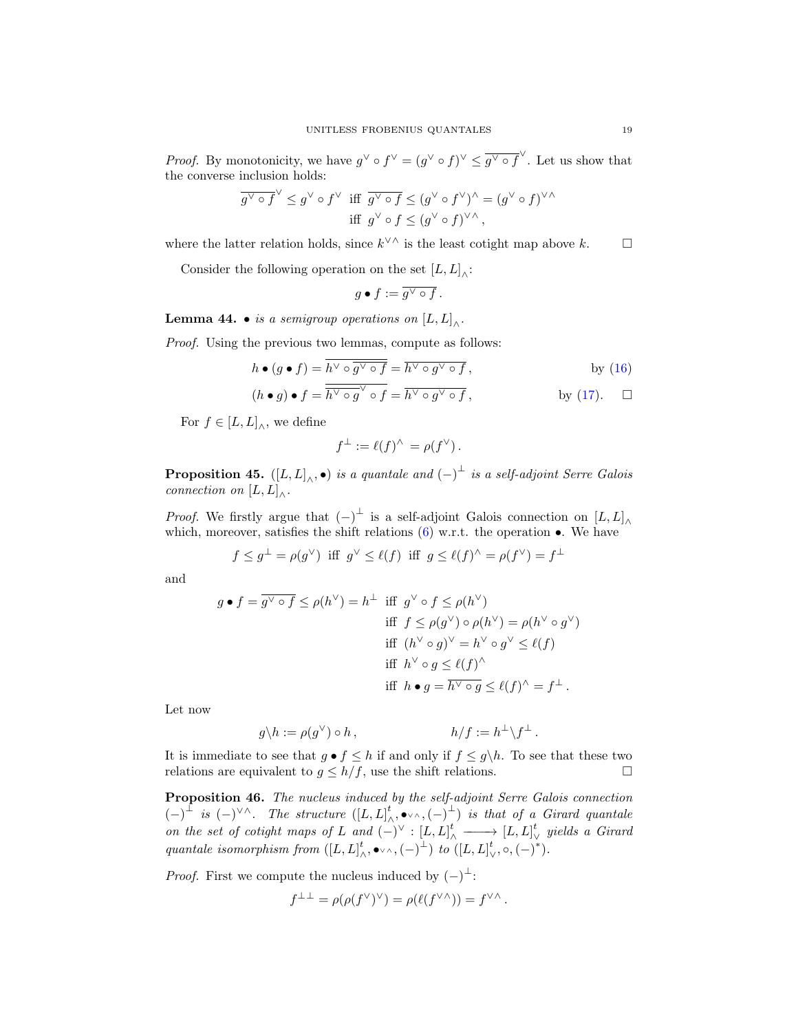*Proof.* By monotonicity, we have $g^\vee \circ f^\vee = (g^\vee \circ f)^\vee \leq \overline{g^\vee \circ f}^\vee$. Let us show that the converse inclusion holds:

$$\overline{g^\vee \circ f}^\vee \leq g^\vee \circ f^\vee \text{ iff } \overline{g^\vee \circ f} \leq (g^\vee \circ f^\vee)^\wedge = (g^\vee \circ f)^{\vee\wedge}$$
$$\text{iff } g^\vee \circ f \leq (g^\vee \circ f)^{\vee\wedge},$$

where the latter relation holds, since $k^{\vee\wedge}$ is the least cotight map above $k$. $\square$

Consider the following operation on the set $[L, L]_\wedge$:

$$g \bullet f := \overline{g^\vee \circ f}\,.$$

**Lemma 44.** *$\bullet$ is a semigroup operations on $[L, L]_\wedge$.*

*Proof.* Using the previous two lemmas, compute as follows:

$$h \bullet (g \bullet f) = \overline{h^\vee \circ \overline{g^\vee \circ f}} = \overline{h^\vee \circ g^\vee \circ f}\,, \qquad \text{by (16)}$$
$$(h \bullet g) \bullet f = \overline{\overline{h^\vee \circ g}^\vee \circ f} = \overline{h^\vee \circ g^\vee \circ f}\,, \qquad \text{by (17).} \qquad \square$$

For $f \in [L, L]_\wedge$, we define

$$f^\perp := \ell(f)^\wedge = \rho(f^\vee)\,.$$

**Proposition 45.** *$([L, L]_\wedge, \bullet)$ is a quantale and $(-)^\perp$ is a self-adjoint Serre Galois connection on $[L, L]_\wedge$.*

*Proof.* We firstly argue that $(-)^\perp$ is a self-adjoint Galois connection on $[L, L]_\wedge$ which, moreover, satisfies the shift relations (6) w.r.t. the operation $\bullet$. We have

$$f \leq g^\perp = \rho(g^\vee) \text{ iff } g^\vee \leq \ell(f) \text{ iff } g \leq \ell(f)^\wedge = \rho(f^\vee) = f^\perp$$

and

$$g \bullet f = \overline{g^\vee \circ f} \leq \rho(h^\vee) = h^\perp \text{ iff } g^\vee \circ f \leq \rho(h^\vee)$$
$$\text{iff } f \leq \rho(g^\vee) \circ \rho(h^\vee) = \rho(h^\vee \circ g^\vee)$$
$$\text{iff } (h^\vee \circ g)^\vee = h^\vee \circ g^\vee \leq \ell(f)$$
$$\text{iff } h^\vee \circ g \leq \ell(f)^\wedge$$
$$\text{iff } h \bullet g = \overline{h^\vee \circ g} \leq \ell(f)^\wedge = f^\perp\,.$$

Let now

$$g \backslash h := \rho(g^\vee) \circ h\,, \qquad\qquad h/f := h^\perp \backslash f^\perp\,.$$

It is immediate to see that $g \bullet f \leq h$ if and only if $f \leq g \backslash h$. To see that these two relations are equivalent to $g \leq h/f$, use the shift relations. $\square$

**Proposition 46.** *The nucleus induced by the self-adjoint Serre Galois connection $(-)^\perp$ is $(-)^{\vee\wedge}$. The structure $([L, L]^t_\wedge, \bullet_{\vee\wedge}, (-)^\perp)$ is that of a Girard quantale on the set of cotight maps of $L$ and $(-)^\vee : [L, L]^t_\wedge \longrightarrow [L, L]^t_\vee$ yields a Girard quantale isomorphism from $([L, L]^t_\wedge, \bullet_{\vee\wedge}, (-)^\perp)$ to $([L, L]^t_\vee, \circ, (-)^*)$.*

*Proof.* First we compute the nucleus induced by $(-)^\perp$:

$$f^{\perp\perp} = \rho(\rho(f^\vee)^\vee) = \rho(\ell(f^{\vee\wedge})) = f^{\vee\wedge}\,.$$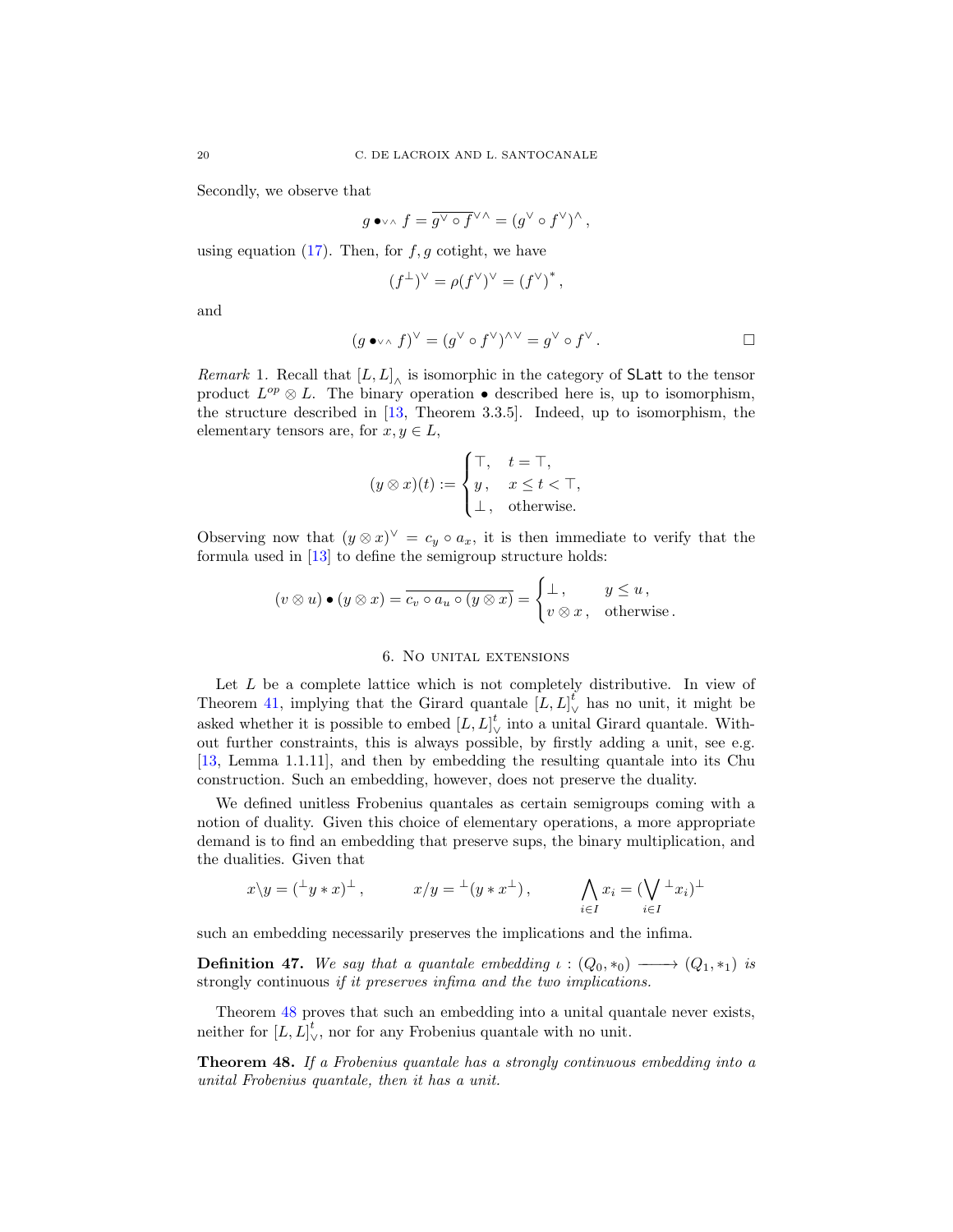Secondly, we observe that

$$g \bullet_{\vee\wedge} f = \overline{g^{\vee} \circ f}^{\vee\wedge} = (g^{\vee} \circ f^{\vee})^{\wedge}\,,$$

using equation (17). Then, for $f, g$ cotight, we have

$$(f^{\perp})^{\vee} = \rho(f^{\vee})^{\vee} = (f^{\vee})^{*}\,,$$

and

$$(g \bullet_{\vee\wedge} f)^{\vee} = (g^{\vee} \circ f^{\vee})^{\wedge\vee} = g^{\vee} \circ f^{\vee}\,. \qquad \square$$

*Remark* 1. Recall that $[L, L]_{\wedge}$ is isomorphic in the category of $\mathsf{SLatt}$ to the tensor product $L^{op} \otimes L$. The binary operation $\bullet$ described here is, up to isomorphism, the structure described in [13, Theorem 3.3.5]. Indeed, up to isomorphism, the elementary tensors are, for $x, y \in L$,

$$(y \otimes x)(t) := \begin{cases} \top, & t = \top, \\ y\,, & x \leq t < \top, \\ \bot\,, & \text{otherwise.} \end{cases}$$

Observing now that $(y \otimes x)^{\vee} = c_y \circ a_x$, it is then immediate to verify that the formula used in [13] to define the semigroup structure holds:

$$(v \otimes u) \bullet (y \otimes x) = \overline{c_v \circ a_u \circ (y \otimes x)} = \begin{cases} \bot\,, & y \leq u\,, \\ v \otimes x\,, & \text{otherwise}\,. \end{cases}$$

## 6. No unital extensions

Let $L$ be a complete lattice which is not completely distributive. In view of Theorem 41, implying that the Girard quantale $[L, L]^{t}_{\vee}$ has no unit, it might be asked whether it is possible to embed $[L, L]^{t}_{\vee}$ into a unital Girard quantale. Without further constraints, this is always possible, by firstly adding a unit, see e.g. [13, Lemma 1.1.11], and then by embedding the resulting quantale into its Chu construction. Such an embedding, however, does not preserve the duality.

We defined unitless Frobenius quantales as certain semigroups coming with a notion of duality. Given this choice of elementary operations, a more appropriate demand is to find an embedding that preserve sups, the binary multiplication, and the dualities. Given that

$$x \backslash y = ({}^{\perp}y * x)^{\perp}\,, \qquad x / y = {}^{\perp}(y * x^{\perp})\,, \qquad \bigwedge_{i \in I} x_i = (\bigvee_{i \in I} {}^{\perp}x_i)^{\perp}$$

such an embedding necessarily preserves the implications and the infima.

**Definition 47.** *We say that a quantale embedding $\iota : (Q_0, *_0) \longrightarrow (Q_1, *_1)$ is* strongly continuous *if it preserves infima and the two implications.*

Theorem 48 proves that such an embedding into a unital quantale never exists, neither for $[L, L]^{t}_{\vee}$, nor for any Frobenius quantale with no unit.

**Theorem 48.** *If a Frobenius quantale has a strongly continuous embedding into a unital Frobenius quantale, then it has a unit.*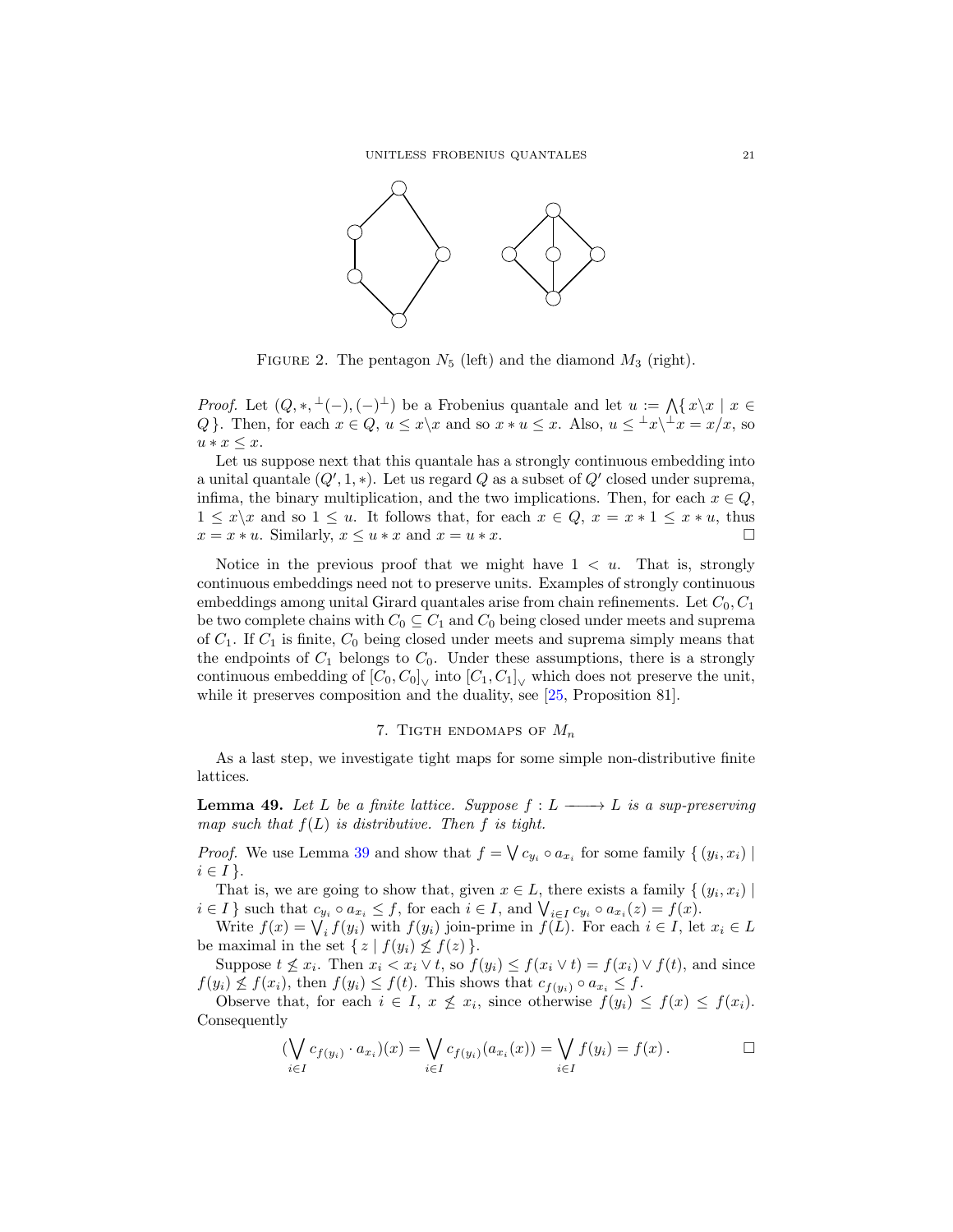FIGURE 2. The pentagon $N_5$ (left) and the diamond $M_3$ (right).

*Proof.* Let $(Q, *, ^{\perp}(-), (-)^{\perp})$ be a Frobenius quantale and let $u := \bigwedge\{ x\backslash x \mid x \in Q \}$. Then, for each $x \in Q$, $u \leq x\backslash x$ and so $x * u \leq x$. Also, $u \leq {}^{\perp}x\backslash{}^{\perp}x = x/x$, so $u * x \leq x$.

Let us suppose next that this quantale has a strongly continuous embedding into a unital quantale $(Q', 1, *)$. Let us regard $Q$ as a subset of $Q'$ closed under suprema, infima, the binary multiplication, and the two implications. Then, for each $x \in Q$, $1 \leq x\backslash x$ and so $1 \leq u$. It follows that, for each $x \in Q$, $x = x * 1 \leq x * u$, thus $x = x * u$. Similarly, $x \leq u * x$ and $x = u * x$. $\square$

Notice in the previous proof that we might have $1 < u$. That is, strongly continuous embeddings need not to preserve units. Examples of strongly continuous embeddings among unital Girard quantales arise from chain refinements. Let $C_0, C_1$ be two complete chains with $C_0 \subseteq C_1$ and $C_0$ being closed under meets and suprema of $C_1$. If $C_1$ is finite, $C_0$ being closed under meets and suprema simply means that the endpoints of $C_1$ belongs to $C_0$. Under these assumptions, there is a strongly continuous embedding of $[C_0, C_0]_\vee$ into $[C_1, C_1]_\vee$ which does not preserve the unit, while it preserves composition and the duality, see [25, Proposition 81].

## 7. Tigth endomaps of $M_n$

As a last step, we investigate tight maps for some simple non-distributive finite lattices.

**Lemma 49.** *Let $L$ be a finite lattice. Suppose $f : L \longrightarrow L$ is a sup-preserving map such that $f(L)$ is distributive. Then $f$ is tight.*

*Proof.* We use Lemma 39 and show that $f = \bigvee c_{y_i} \circ a_{x_i}$ for some family $\{ (y_i, x_i) \mid i \in I \}$.

That is, we are going to show that, given $x \in L$, there exists a family $\{ (y_i, x_i) \mid i \in I \}$ such that $c_{y_i} \circ a_{x_i} \leq f$, for each $i \in I$, and $\bigvee_{i \in I} c_{y_i} \circ a_{x_i}(z) = f(x)$.

Write $f(x) = \bigvee_i f(y_i)$ with $f(y_i)$ join-prime in $f(L)$. For each $i \in I$, let $x_i \in L$ be maximal in the set $\{ z \mid f(y_i) \not\leq f(z) \}$.

Suppose $t \not\leq x_i$. Then $x_i < x_i \vee t$, so $f(y_i) \leq f(x_i \vee t) = f(x_i) \vee f(t)$, and since $f(y_i) \not\leq f(x_i)$, then $f(y_i) \leq f(t)$. This shows that $c_{f(y_i)} \circ a_{x_i} \leq f$.

Observe that, for each $i \in I$, $x \not\leq x_i$, since otherwise $f(y_i) \leq f(x) \leq f(x_i)$. Consequently

$$(\bigvee_{i \in I} c_{f(y_i)} \cdot a_{x_i})(x) = \bigvee_{i \in I} c_{f(y_i)}(a_{x_i}(x)) = \bigvee_{i \in I} f(y_i) = f(x)\,. \qquad \square$$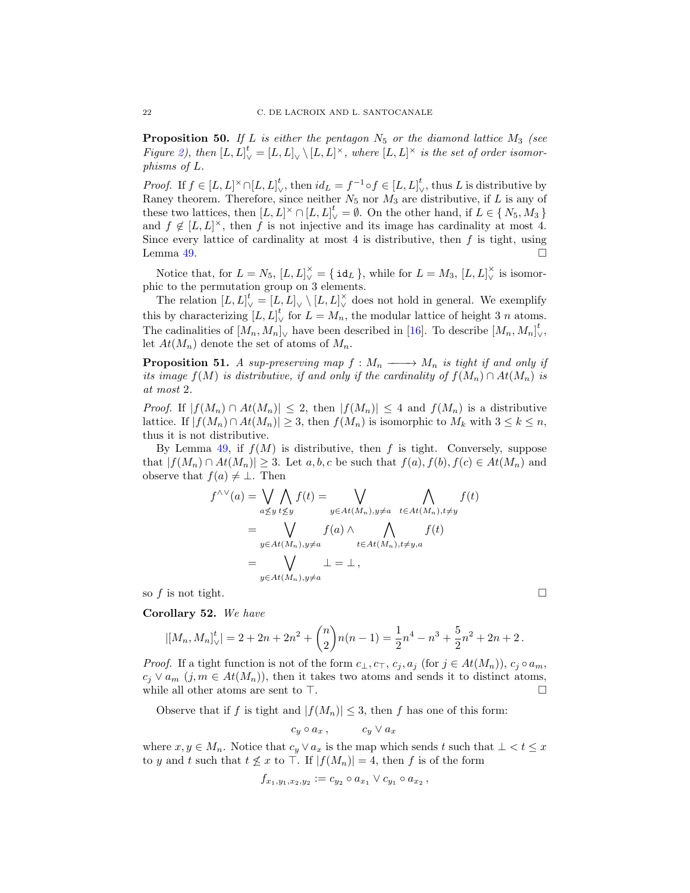**Proposition 50.** *If $L$ is either the pentagon $N_5$ or the diamond lattice $M_3$ (see Figure 2), then $[L, L]^t_\vee = [L, L]_\vee \setminus [L, L]^\times$, where $[L, L]^\times$ is the set of order isomorphisms of $L$.*

*Proof.* If $f \in [L, L]^\times \cap [L, L]^t_\vee$, then $id_L = f^{-1} \circ f \in [L, L]^t_\vee$, thus $L$ is distributive by Raney theorem. Therefore, since neither $N_5$ nor $M_3$ are distributive, if $L$ is any of these two lattices, then $[L, L]^\times \cap [L, L]^t_\vee = \emptyset$. On the other hand, if $L \in \{ N_5, M_3 \}$ and $f \notin [L, L]^\times$, then $f$ is not injective and its image has cardinality at most 4. Since every lattice of cardinality at most 4 is distributive, then $f$ is tight, using Lemma 49. □

Notice that, for $L = N_5$, $[L, L]^\times_\vee = \{ \mathtt{id}_L \}$, while for $L = M_3$, $[L, L]^\times_\vee$ is isomorphic to the permutation group on 3 elements.

The relation $[L, L]^t_\vee = [L, L]_\vee \setminus [L, L]^\times_\vee$ does not hold in general. We exemplify this by characterizing $[L, L]^t_\vee$ for $L = M_n$, the modular lattice of height 3 $n$ atoms. The cadinalities of $[M_n, M_n]_\vee$ have been described in [16]. To describe $[M_n, M_n]^t_\vee$, let $At(M_n)$ denote the set of atoms of $M_n$.

**Proposition 51.** *A sup-preserving map $f : M_n \longrightarrow M_n$ is tight if and only if its image $f(M)$ is distributive, if and only if the cardinality of $f(M_n) \cap At(M_n)$ is at most 2.*

*Proof.* If $|f(M_n) \cap At(M_n)| \leq 2$, then $|f(M_n)| \leq 4$ and $f(M_n)$ is a distributive lattice. If $|f(M_n) \cap At(M_n)| \geq 3$, then $f(M_n)$ is isomorphic to $M_k$ with $3 \leq k \leq n$, thus it is not distributive.

By Lemma 49, if $f(M)$ is distributive, then $f$ is tight. Conversely, suppose that $|f(M_n) \cap At(M_n)| \geq 3$. Let $a, b, c$ be such that $f(a), f(b), f(c) \in At(M_n)$ and observe that $f(a) \neq \bot$. Then

$$
\begin{aligned}
f^{\wedge\vee}(a) &= \bigvee_{a \not\leq y} \bigwedge_{t \not\leq y} f(t) = \bigvee_{y \in At(M_n), y \neq a} \; \bigwedge_{t \in At(M_n), t \neq y} f(t) \\
&= \bigvee_{y \in At(M_n), y \neq a} f(a) \wedge \bigwedge_{t \in At(M_n), t \neq y, a} f(t) \\
&= \bigvee_{y \in At(M_n), y \neq a} \bot = \bot \,,
\end{aligned}
$$

so $f$ is not tight. □

**Corollary 52.** *We have*

$$
|[M_n, M_n]^t_\vee| = 2 + 2n + 2n^2 + \binom{n}{2} n(n-1) = \frac{1}{2}n^4 - n^3 + \frac{5}{2}n^2 + 2n + 2 \,.
$$

*Proof.* If a tight function is not of the form $c_\bot, c_\top, c_j, a_j$ (for $j \in At(M_n)$), $c_j \circ a_m$, $c_j \vee a_m$ ($j, m \in At(M_n)$), then it takes two atoms and sends it to distinct atoms, while all other atoms are sent to $\top$. □

Observe that if $f$ is tight and $|f(M_n)| \leq 3$, then $f$ has one of this form:

$$
c_y \circ a_x \,, \qquad c_y \vee a_x
$$

where $x, y \in M_n$. Notice that $c_y \vee a_x$ is the map which sends $t$ such that $\bot < t \leq x$ to $y$ and $t$ such that $t \not\leq x$ to $\top$. If $|f(M_n)| = 4$, then $f$ is of the form

$$
f_{x_1, y_1, x_2, y_2} := c_{y_2} \circ a_{x_1} \vee c_{y_1} \circ a_{x_2} \,,
$$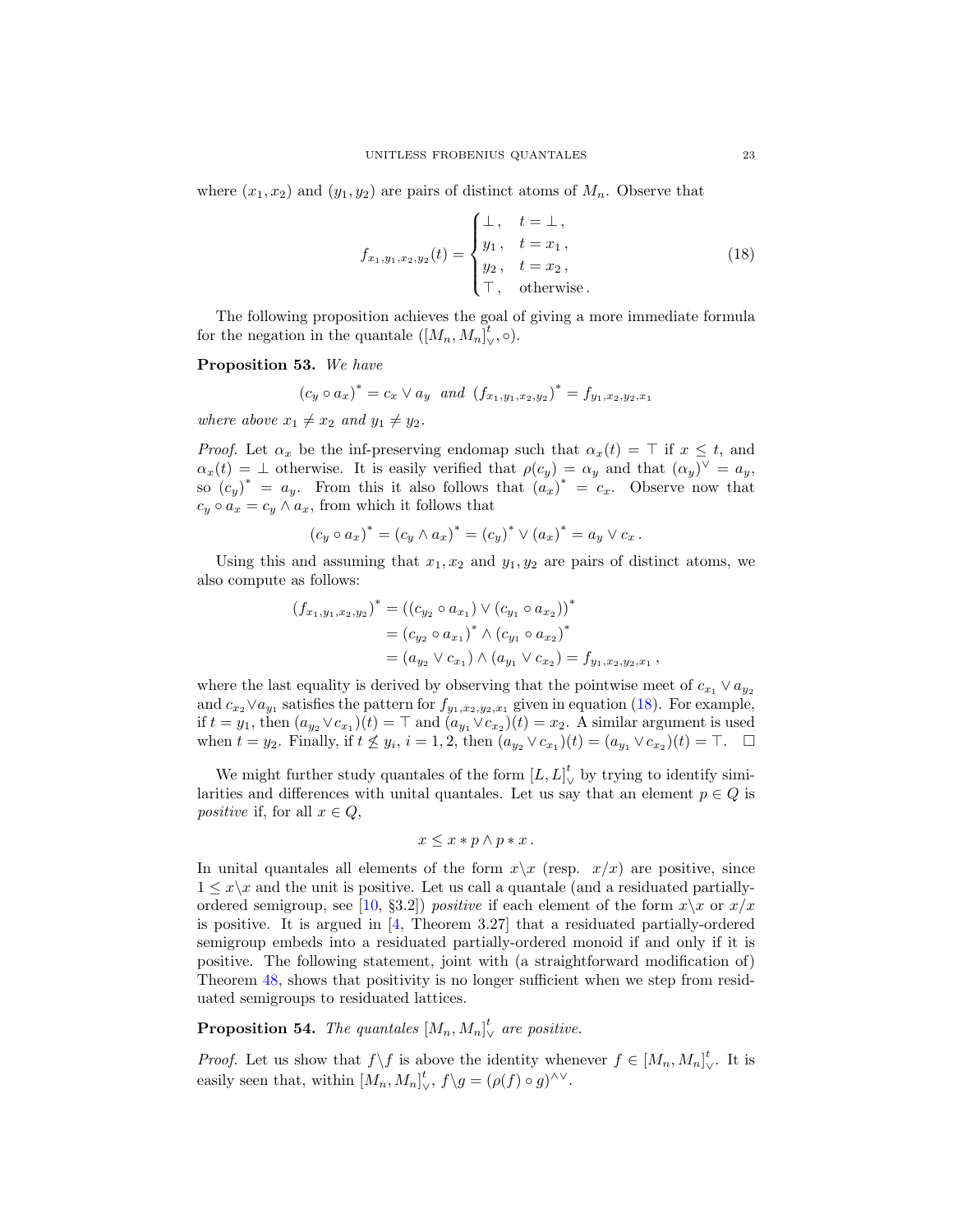where $(x_1, x_2)$ and $(y_1, y_2)$ are pairs of distinct atoms of $M_n$. Observe that

$$f_{x_1,y_1,x_2,y_2}(t) = \begin{cases} \bot\,, & t = \bot\,, \\ y_1\,, & t = x_1\,, \\ y_2\,, & t = x_2\,, \\ \top\,, & \text{otherwise}\,. \end{cases} \tag{18}$$

The following proposition achieves the goal of giving a more immediate formula for the negation in the quantale $([M_n, M_n]^t_\vee, \circ)$.

**Proposition 53.** *We have*

$$(c_y \circ a_x)^* = c_x \vee a_y \quad \text{and} \quad (f_{x_1,y_1,x_2,y_2})^* = f_{y_1,x_2,y_2,x_1}$$

*where above $x_1 \neq x_2$ and $y_1 \neq y_2$.*

*Proof.* Let $\alpha_x$ be the inf-preserving endomap such that $\alpha_x(t) = \top$ if $x \leq t$, and $\alpha_x(t) = \bot$ otherwise. It is easily verified that $\rho(c_y) = \alpha_y$ and that $(\alpha_y)^\vee = a_y$, so $(c_y)^* = a_y$. From this it also follows that $(a_x)^* = c_x$. Observe now that $c_y \circ a_x = c_y \wedge a_x$, from which it follows that

$$(c_y \circ a_x)^* = (c_y \wedge a_x)^* = (c_y)^* \vee (a_x)^* = a_y \vee c_x\,.$$

Using this and assuming that $x_1, x_2$ and $y_1, y_2$ are pairs of distinct atoms, we also compute as follows:

$$\begin{aligned} (f_{x_1,y_1,x_2,y_2})^* &= ((c_{y_2} \circ a_{x_1}) \vee (c_{y_1} \circ a_{x_2}))^* \\ &= (c_{y_2} \circ a_{x_1})^* \wedge (c_{y_1} \circ a_{x_2})^* \\ &= (a_{y_2} \vee c_{x_1}) \wedge (a_{y_1} \vee c_{x_2}) = f_{y_1,x_2,y_2,x_1}\,, \end{aligned}$$

where the last equality is derived by observing that the pointwise meet of $c_{x_1} \vee a_{y_2}$ and $c_{x_2} \vee a_{y_1}$ satisfies the pattern for $f_{y_1,x_2,y_2,x_1}$ given in equation (18). For example, if $t = y_1$, then $(a_{y_2} \vee c_{x_1})(t) = \top$ and $(a_{y_1} \vee c_{x_2})(t) = x_2$. A similar argument is used when $t = y_2$. Finally, if $t \not\leq y_i$, $i = 1, 2$, then $(a_{y_2} \vee c_{x_1})(t) = (a_{y_1} \vee c_{x_2})(t) = \top$. $\square$

We might further study quantales of the form $[L, L]^t_\vee$ by trying to identify similarities and differences with unital quantales. Let us say that an element $p \in Q$ is *positive* if, for all $x \in Q$,

$$x \leq x * p \wedge p * x\,.$$

In unital quantales all elements of the form $x\backslash x$ (resp. $x/x$) are positive, since $1 \leq x\backslash x$ and the unit is positive. Let us call a quantale (and a residuated partially-ordered semigroup, see [10, §3.2]) *positive* if each element of the form $x\backslash x$ or $x/x$ is positive. It is argued in [4, Theorem 3.27] that a residuated partially-ordered semigroup embeds into a residuated partially-ordered monoid if and only if it is positive. The following statement, joint with (a straightforward modification of) Theorem 48, shows that positivity is no longer sufficient when we step from residuated semigroups to residuated lattices.

**Proposition 54.** *The quantales $[M_n, M_n]^t_\vee$ are positive.*

*Proof.* Let us show that $f\backslash f$ is above the identity whenever $f \in [M_n, M_n]^t_\vee$. It is easily seen that, within $[M_n, M_n]^t_\vee$, $f\backslash g = (\rho(f) \circ g)^{\wedge\vee}$.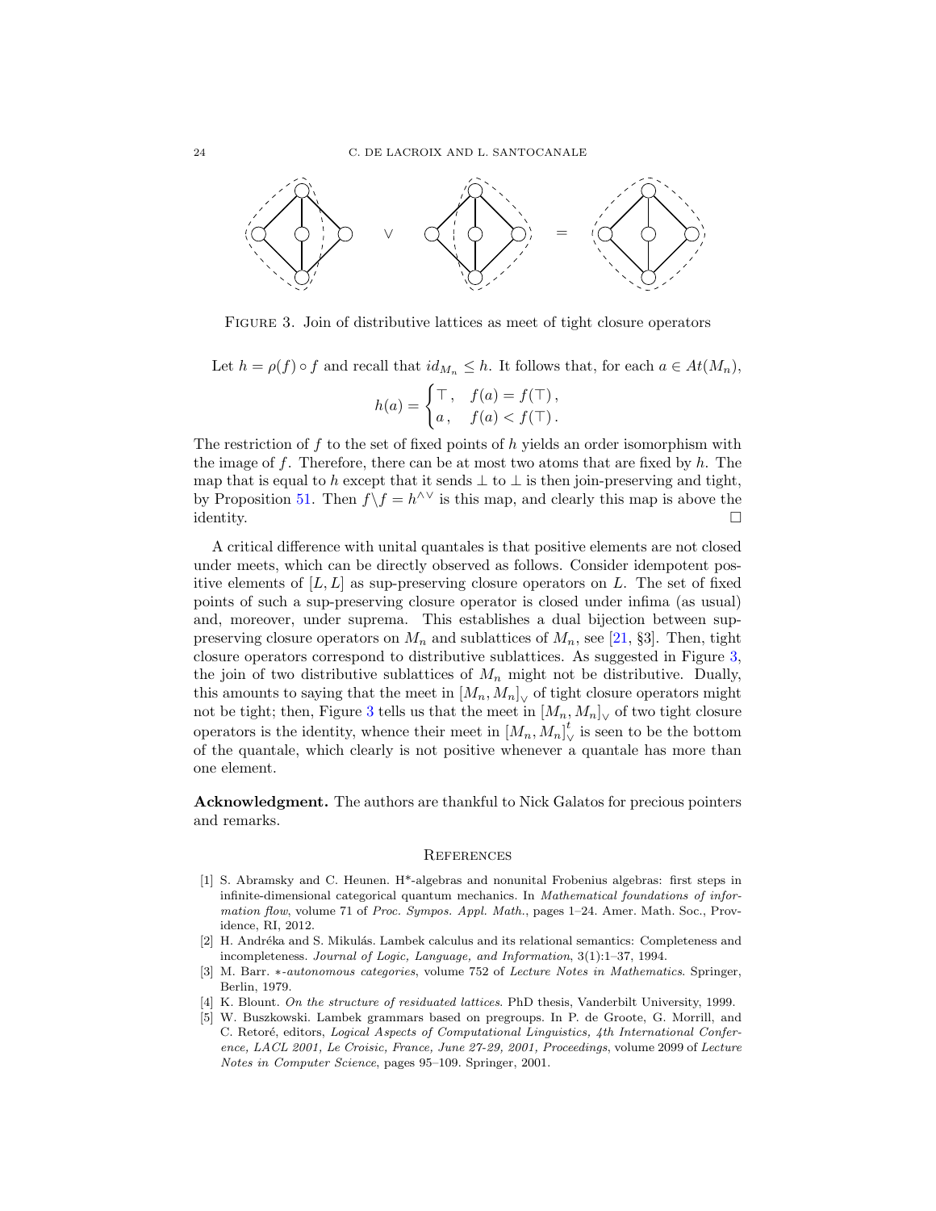FIGURE 3. Join of distributive lattices as meet of tight closure operators

Let $h = \rho(f) \circ f$ and recall that $id_{M_n} \leq h$. It follows that, for each $a \in At(M_n)$,

$$h(a) = \begin{cases} \top, & f(a) = f(\top), \\ a, & f(a) < f(\top). \end{cases}$$

The restriction of $f$ to the set of fixed points of $h$ yields an order isomorphism with the image of $f$. Therefore, there can be at most two atoms that are fixed by $h$. The map that is equal to $h$ except that it sends $\bot$ to $\bot$ is then join-preserving and tight, by Proposition 51. Then $f \backslash f = h^{\wedge\vee}$ is this map, and clearly this map is above the identity. □

A critical difference with unital quantales is that positive elements are not closed under meets, which can be directly observed as follows. Consider idempotent positive elements of $[L, L]$ as sup-preserving closure operators on $L$. The set of fixed points of such a sup-preserving closure operator is closed under infima (as usual) and, moreover, under suprema. This establishes a dual bijection between sup-preserving closure operators on $M_n$ and sublattices of $M_n$, see [21, §3]. Then, tight closure operators correspond to distributive sublattices. As suggested in Figure 3, the join of two distributive sublattices of $M_n$ might not be distributive. Dually, this amounts to saying that the meet in $[M_n, M_n]_\vee$ of tight closure operators might not be tight; then, Figure 3 tells us that the meet in $[M_n, M_n]_\vee$ of two tight closure operators is the identity, whence their meet in $[M_n, M_n]_\vee^t$ is seen to be the bottom of the quantale, which clearly is not positive whenever a quantale has more than one element.

**Acknowledgment.** The authors are thankful to Nick Galatos for precious pointers and remarks.

## REFERENCES

[1] S. Abramsky and C. Heunen. H*-algebras and nonunital Frobenius algebras: first steps in infinite-dimensional categorical quantum mechanics. In *Mathematical foundations of information flow*, volume 71 of *Proc. Sympos. Appl. Math.*, pages 1–24. Amer. Math. Soc., Providence, RI, 2012.

[2] H. Andréka and S. Mikulás. Lambek calculus and its relational semantics: Completeness and incompleteness. *Journal of Logic, Language, and Information*, 3(1):1–37, 1994.

[3] M. Barr. *∗-autonomous categories*, volume 752 of *Lecture Notes in Mathematics*. Springer, Berlin, 1979.

[4] K. Blount. *On the structure of residuated lattices*. PhD thesis, Vanderbilt University, 1999.

[5] W. Buszkowski. Lambek grammars based on pregroups. In P. de Groote, G. Morrill, and C. Retoré, editors, *Logical Aspects of Computational Linguistics, 4th International Conference, LACL 2001, Le Croisic, France, June 27-29, 2001, Proceedings*, volume 2099 of *Lecture Notes in Computer Science*, pages 95–109. Springer, 2001.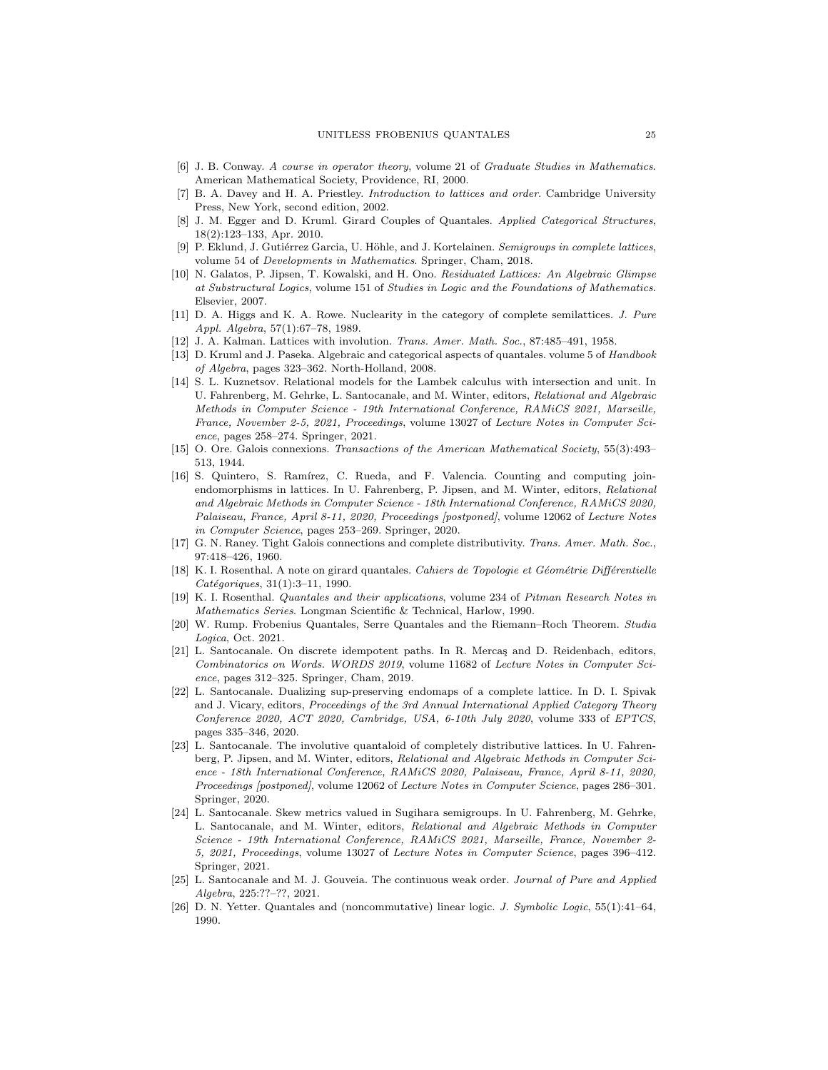[6] J. B. Conway. *A course in operator theory*, volume 21 of *Graduate Studies in Mathematics*. American Mathematical Society, Providence, RI, 2000.

[7] B. A. Davey and H. A. Priestley. *Introduction to lattices and order*. Cambridge University Press, New York, second edition, 2002.

[8] J. M. Egger and D. Kruml. Girard Couples of Quantales. *Applied Categorical Structures*, 18(2):123–133, Apr. 2010.

[9] P. Eklund, J. Gutiérrez Garcia, U. Höhle, and J. Kortelainen. *Semigroups in complete lattices*, volume 54 of *Developments in Mathematics*. Springer, Cham, 2018.

[10] N. Galatos, P. Jipsen, T. Kowalski, and H. Ono. *Residuated Lattices: An Algebraic Glimpse at Substructural Logics*, volume 151 of *Studies in Logic and the Foundations of Mathematics*. Elsevier, 2007.

[11] D. A. Higgs and K. A. Rowe. Nuclearity in the category of complete semilattices. *J. Pure Appl. Algebra*, 57(1):67–78, 1989.

[12] J. A. Kalman. Lattices with involution. *Trans. Amer. Math. Soc.*, 87:485–491, 1958.

[13] D. Kruml and J. Paseka. Algebraic and categorical aspects of quantales. volume 5 of *Handbook of Algebra*, pages 323–362. North-Holland, 2008.

[14] S. L. Kuznetsov. Relational models for the Lambek calculus with intersection and unit. In U. Fahrenberg, M. Gehrke, L. Santocanale, and M. Winter, editors, *Relational and Algebraic Methods in Computer Science - 19th International Conference, RAMiCS 2021, Marseille, France, November 2-5, 2021, Proceedings*, volume 13027 of *Lecture Notes in Computer Science*, pages 258–274. Springer, 2021.

[15] O. Ore. Galois connexions. *Transactions of the American Mathematical Society*, 55(3):493–513, 1944.

[16] S. Quintero, S. Ramírez, C. Rueda, and F. Valencia. Counting and computing join-endomorphisms in lattices. In U. Fahrenberg, P. Jipsen, and M. Winter, editors, *Relational and Algebraic Methods in Computer Science - 18th International Conference, RAMiCS 2020, Palaiseau, France, April 8-11, 2020, Proceedings [postponed]*, volume 12062 of *Lecture Notes in Computer Science*, pages 253–269. Springer, 2020.

[17] G. N. Raney. Tight Galois connections and complete distributivity. *Trans. Amer. Math. Soc.*, 97:418–426, 1960.

[18] K. I. Rosenthal. A note on girard quantales. *Cahiers de Topologie et Géométrie Différentielle Catégoriques*, 31(1):3–11, 1990.

[19] K. I. Rosenthal. *Quantales and their applications*, volume 234 of *Pitman Research Notes in Mathematics Series*. Longman Scientific & Technical, Harlow, 1990.

[20] W. Rump. Frobenius Quantales, Serre Quantales and the Riemann–Roch Theorem. *Studia Logica*, Oct. 2021.

[21] L. Santocanale. On discrete idempotent paths. In R. Mercaş and D. Reidenbach, editors, *Combinatorics on Words. WORDS 2019*, volume 11682 of *Lecture Notes in Computer Science*, pages 312–325. Springer, Cham, 2019.

[22] L. Santocanale. Dualizing sup-preserving endomaps of a complete lattice. In D. I. Spivak and J. Vicary, editors, *Proceedings of the 3rd Annual International Applied Category Theory Conference 2020, ACT 2020, Cambridge, USA, 6-10th July 2020*, volume 333 of *EPTCS*, pages 335–346, 2020.

[23] L. Santocanale. The involutive quantaloid of completely distributive lattices. In U. Fahrenberg, P. Jipsen, and M. Winter, editors, *Relational and Algebraic Methods in Computer Science - 18th International Conference, RAMiCS 2020, Palaiseau, France, April 8-11, 2020, Proceedings [postponed]*, volume 12062 of *Lecture Notes in Computer Science*, pages 286–301. Springer, 2020.

[24] L. Santocanale. Skew metrics valued in Sugihara semigroups. In U. Fahrenberg, M. Gehrke, L. Santocanale, and M. Winter, editors, *Relational and Algebraic Methods in Computer Science - 19th International Conference, RAMiCS 2021, Marseille, France, November 2-5, 2021, Proceedings*, volume 13027 of *Lecture Notes in Computer Science*, pages 396–412. Springer, 2021.

[25] L. Santocanale and M. J. Gouveia. The continuous weak order. *Journal of Pure and Applied Algebra*, 225:??–??, 2021.

[26] D. N. Yetter. Quantales and (noncommutative) linear logic. *J. Symbolic Logic*, 55(1):41–64, 1990.